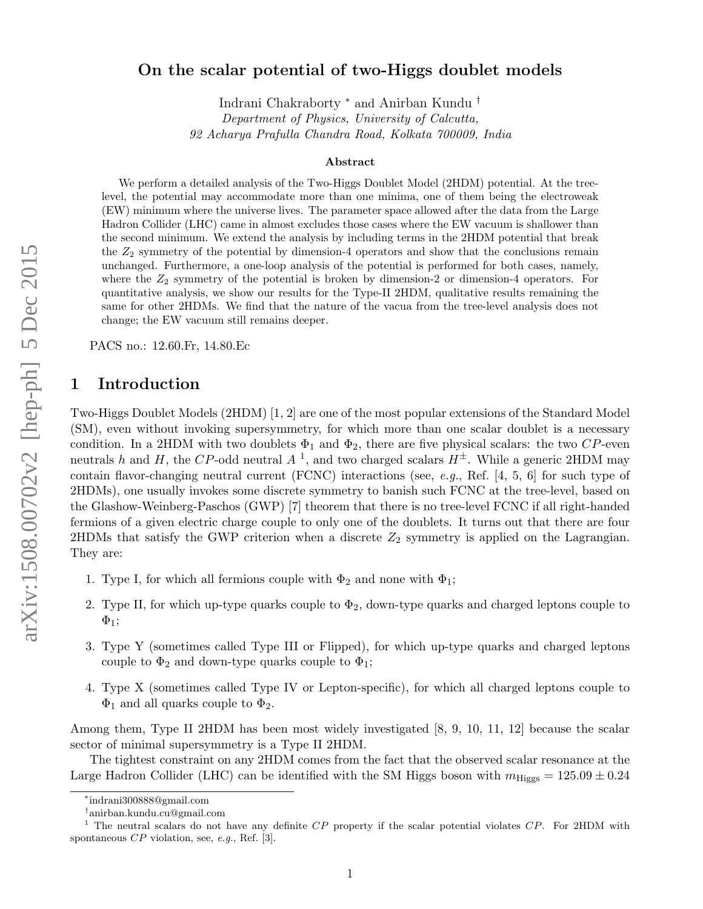# On the scalar potential of two-Higgs doublet models

Indrani Chakraborty [*] and Anirban Kundu [†]

*Department of Physics, University of Calcutta,*
*92 Acharya Prafulla Chandra Road, Kolkata 700009, India*

### Abstract

We perform a detailed analysis of the Two-Higgs Doublet Model (2HDM) potential. At the tree-level, the potential may accommodate more than one minima, one of them being the electroweak (EW) minimum where the universe lives. The parameter space allowed after the data from the Large Hadron Collider (LHC) came in almost excludes those cases where the EW vacuum is shallower than the second minimum. We extend the analysis by including terms in the 2HDM potential that break the $Z_2$ symmetry of the potential by dimension-4 operators and show that the conclusions remain unchanged. Furthermore, a one-loop analysis of the potential is performed for both cases, namely, where the $Z_2$ symmetry of the potential is broken by dimension-2 or dimension-4 operators. For quantitative analysis, we show our results for the Type-II 2HDM, qualitative results remaining the same for other 2HDMs. We find that the nature of the vacua from the tree-level analysis does not change; the EW vacuum still remains deeper.

PACS no.: 12.60.Fr, 14.80.Ec

## 1 Introduction

Two-Higgs Doublet Models (2HDM) [1, 2] are one of the most popular extensions of the Standard Model (SM), even without invoking supersymmetry, for which more than one scalar doublet is a necessary condition. In a 2HDM with two doublets $\Phi_1$ and $\Phi_2$, there are five physical scalars: the two $CP$-even neutrals $h$ and $H$, the $CP$-odd neutral $A$ [1], and two charged scalars $H^{\pm}$. While a generic 2HDM may contain flavor-changing neutral current (FCNC) interactions (see, *e.g.*, Ref. [4, 5, 6] for such type of 2HDMs), one usually invokes some discrete symmetry to banish such FCNC at the tree-level, based on the Glashow-Weinberg-Paschos (GWP) [7] theorem that there is no tree-level FCNC if all right-handed fermions of a given electric charge couple to only one of the doublets. It turns out that there are four 2HDMs that satisfy the GWP criterion when a discrete $Z_2$ symmetry is applied on the Lagrangian. They are:

1. Type I, for which all fermions couple with $\Phi_2$ and none with $\Phi_1$;
2. Type II, for which up-type quarks couple to $\Phi_2$, down-type quarks and charged leptons couple to $\Phi_1$;
3. Type Y (sometimes called Type III or Flipped), for which up-type quarks and charged leptons couple to $\Phi_2$ and down-type quarks couple to $\Phi_1$;
4. Type X (sometimes called Type IV or Lepton-specific), for which all charged leptons couple to $\Phi_1$ and all quarks couple to $\Phi_2$.

Among them, Type II 2HDM has been most widely investigated [8, 9, 10, 11, 12] because the scalar sector of minimal supersymmetry is a Type II 2HDM.

The tightest constraint on any 2HDM comes from the fact that the observed scalar resonance at the Large Hadron Collider (LHC) can be identified with the SM Higgs boson with $m_{\rm Higgs} = 125.09 \pm 0.24$

---

[*] indrani300888@gmail.com

[†] anirban.kundu.cu@gmail.com

[1] The neutral scalars do not have any definite $CP$ property if the scalar potential violates $CP$. For 2HDM with spontaneous $CP$ violation, see, *e.g.*, Ref. [3].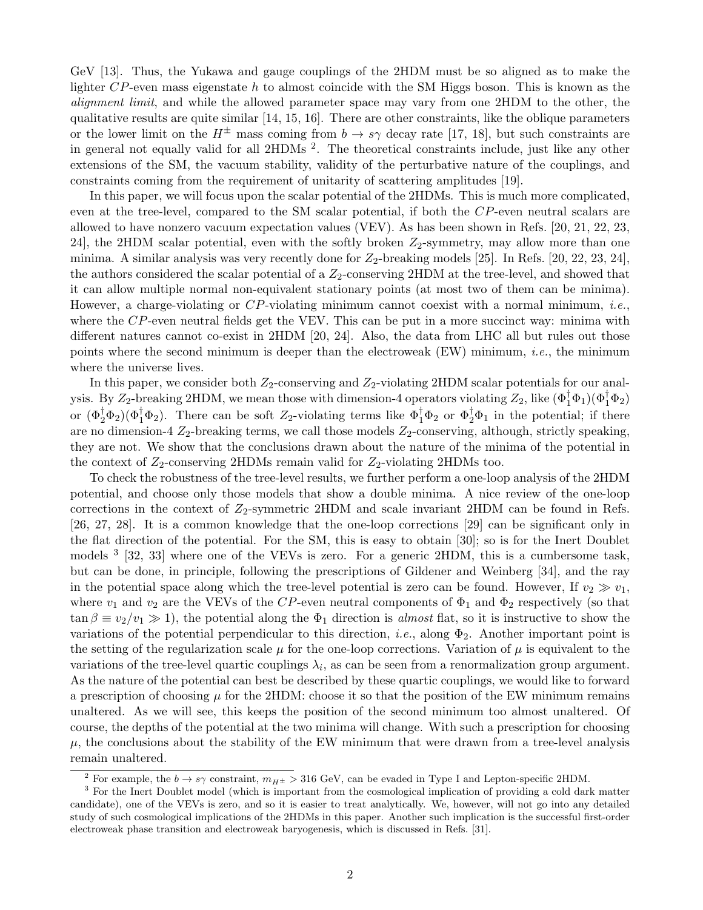GeV [13]. Thus, the Yukawa and gauge couplings of the 2HDM must be so aligned as to make the lighter $CP$-even mass eigenstate $h$ to almost coincide with the SM Higgs boson. This is known as the *alignment limit*, and while the allowed parameter space may vary from one 2HDM to the other, the qualitative results are quite similar [14, 15, 16]. There are other constraints, like the oblique parameters or the lower limit on the $H^{\pm}$ mass coming from $b \to s\gamma$ decay rate [17, 18], but such constraints are in general not equally valid for all 2HDMs [2]. The theoretical constraints include, just like any other extensions of the SM, the vacuum stability, validity of the perturbative nature of the couplings, and constraints coming from the requirement of unitarity of scattering amplitudes [19].

In this paper, we will focus upon the scalar potential of the 2HDMs. This is much more complicated, even at the tree-level, compared to the SM scalar potential, if both the $CP$-even neutral scalars are allowed to have nonzero vacuum expectation values (VEV). As has been shown in Refs. [20, 21, 22, 23, 24], the 2HDM scalar potential, even with the softly broken $Z_2$-symmetry, may allow more than one minima. A similar analysis was very recently done for $Z_2$-breaking models [25]. In Refs. [20, 22, 23, 24], the authors considered the scalar potential of a $Z_2$-conserving 2HDM at the tree-level, and showed that it can allow multiple normal non-equivalent stationary points (at most two of them can be minima). However, a charge-violating or $CP$-violating minimum cannot coexist with a normal minimum, *i.e.*, where the $CP$-even neutral fields get the VEV. This can be put in a more succinct way: minima with different natures cannot co-exist in 2HDM [20, 24]. Also, the data from LHC all but rules out those points where the second minimum is deeper than the electroweak (EW) minimum, *i.e.*, the minimum where the universe lives.

In this paper, we consider both $Z_2$-conserving and $Z_2$-violating 2HDM scalar potentials for our analysis. By $Z_2$-breaking 2HDM, we mean those with dimension-4 operators violating $Z_2$, like $(\Phi_1^\dagger\Phi_1)(\Phi_1^\dagger\Phi_2)$ or $(\Phi_2^\dagger\Phi_2)(\Phi_1^\dagger\Phi_2)$. There can be soft $Z_2$-violating terms like $\Phi_1^\dagger\Phi_2$ or $\Phi_2^\dagger\Phi_1$ in the potential; if there are no dimension-4 $Z_2$-breaking terms, we call those models $Z_2$-conserving, although, strictly speaking, they are not. We show that the conclusions drawn about the nature of the minima of the potential in the context of $Z_2$-conserving 2HDMs remain valid for $Z_2$-violating 2HDMs too.

To check the robustness of the tree-level results, we further perform a one-loop analysis of the 2HDM potential, and choose only those models that show a double minima. A nice review of the one-loop corrections in the context of $Z_2$-symmetric 2HDM and scale invariant 2HDM can be found in Refs. [26, 27, 28]. It is a common knowledge that the one-loop corrections [29] can be significant only in the flat direction of the potential. For the SM, this is easy to obtain [30]; so is for the Inert Doublet models [3] [32, 33] where one of the VEVs is zero. For a generic 2HDM, this is a cumbersome task, but can be done, in principle, following the prescriptions of Gildener and Weinberg [34], and the ray in the potential space along which the tree-level potential is zero can be found. However, If $v_2 \gg v_1$, where $v_1$ and $v_2$ are the VEVs of the $CP$-even neutral components of $\Phi_1$ and $\Phi_2$ respectively (so that $\tan\beta \equiv v_2/v_1 \gg 1$), the potential along the $\Phi_1$ direction is *almost* flat, so it is instructive to show the variations of the potential perpendicular to this direction, *i.e.*, along $\Phi_2$. Another important point is the setting of the regularization scale $\mu$ for the one-loop corrections. Variation of $\mu$ is equivalent to the variations of the tree-level quartic couplings $\lambda_i$, as can be seen from a renormalization group argument. As the nature of the potential can best be described by these quartic couplings, we would like to forward a prescription of choosing $\mu$ for the 2HDM: choose it so that the position of the EW minimum remains unaltered. As we will see, this keeps the position of the second minimum too almost unaltered. Of course, the depths of the potential at the two minima will change. With such a prescription for choosing $\mu$, the conclusions about the stability of the EW minimum that were drawn from a tree-level analysis remain unaltered.

---

[2] For example, the $b \to s\gamma$ constraint, $m_{H^\pm} > 316$ GeV, can be evaded in Type I and Lepton-specific 2HDM.

[3] For the Inert Doublet model (which is important from the cosmological implication of providing a cold dark matter candidate), one of the VEVs is zero, and so it is easier to treat analytically. We, however, will not go into any detailed study of such cosmological implications of the 2HDMs in this paper. Another such implication is the successful first-order electroweak phase transition and electroweak baryogenesis, which is discussed in Refs. [31].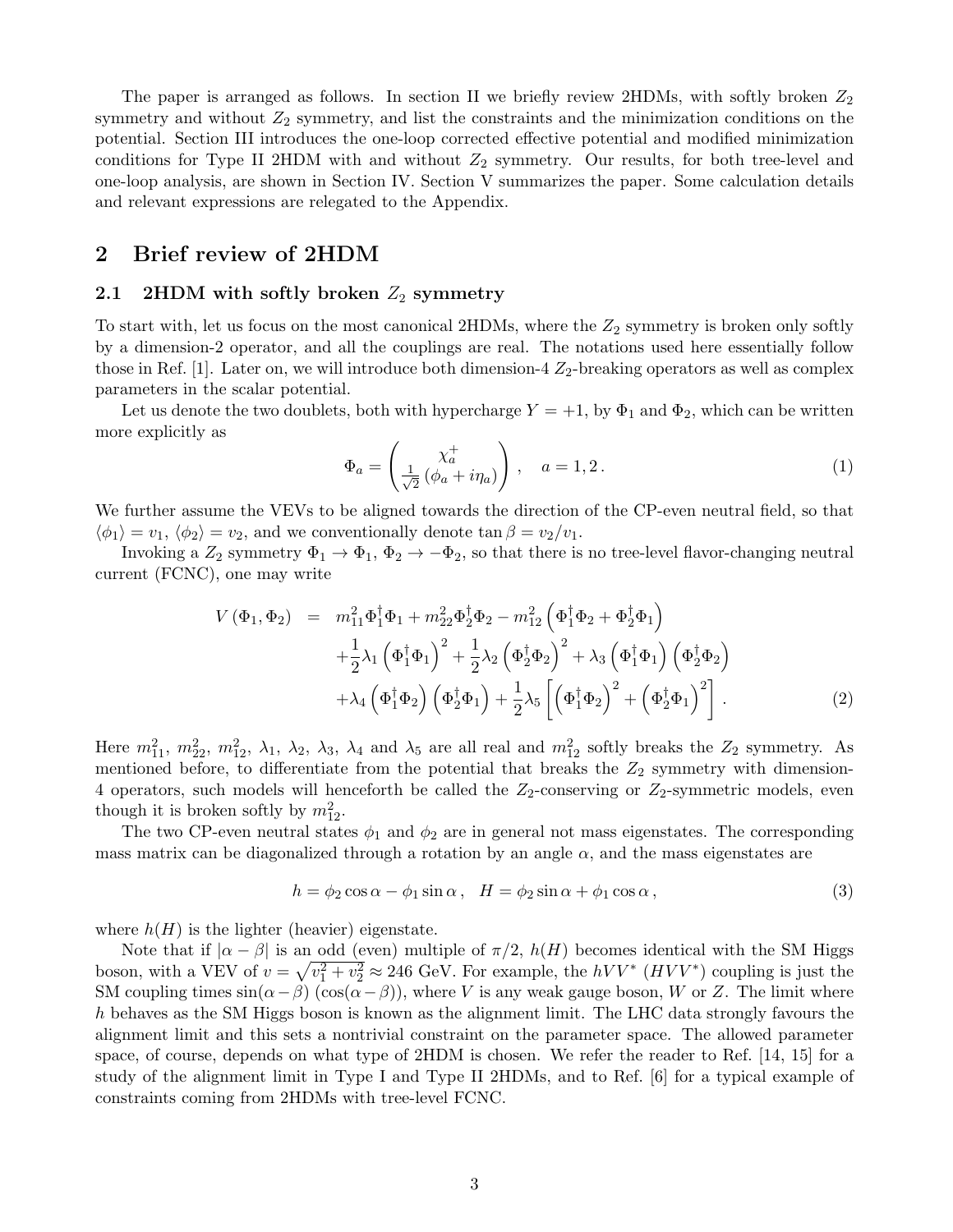The paper is arranged as follows. In section II we briefly review 2HDMs, with softly broken $Z_2$ symmetry and without $Z_2$ symmetry, and list the constraints and the minimization conditions on the potential. Section III introduces the one-loop corrected effective potential and modified minimization conditions for Type II 2HDM with and without $Z_2$ symmetry. Our results, for both tree-level and one-loop analysis, are shown in Section IV. Section V summarizes the paper. Some calculation details and relevant expressions are relegated to the Appendix.

## 2 Brief review of 2HDM

### 2.1 2HDM with softly broken $Z_2$ symmetry

To start with, let us focus on the most canonical 2HDMs, where the $Z_2$ symmetry is broken only softly by a dimension-2 operator, and all the couplings are real. The notations used here essentially follow those in Ref. [1]. Later on, we will introduce both dimension-4 $Z_2$-breaking operators as well as complex parameters in the scalar potential.

Let us denote the two doublets, both with hypercharge $Y = +1$, by $\Phi_1$ and $\Phi_2$, which can be written more explicitly as

$$\Phi_a = \begin{pmatrix} \chi_a^+ \\ \frac{1}{\sqrt{2}}\left(\phi_a + i\eta_a\right) \end{pmatrix}, \quad a = 1, 2\,. \tag{1}$$

We further assume the VEVs to be aligned towards the direction of the CP-even neutral field, so that $\langle\phi_1\rangle = v_1$, $\langle\phi_2\rangle = v_2$, and we conventionally denote $\tan\beta = v_2/v_1$.

Invoking a $Z_2$ symmetry $\Phi_1 \to \Phi_1$, $\Phi_2 \to -\Phi_2$, so that there is no tree-level flavor-changing neutral current (FCNC), one may write

$$\begin{aligned} V\left(\Phi_1, \Phi_2\right) &= m_{11}^2 \Phi_1^\dagger \Phi_1 + m_{22}^2 \Phi_2^\dagger \Phi_2 - m_{12}^2 \left(\Phi_1^\dagger \Phi_2 + \Phi_2^\dagger \Phi_1\right) \\ &\quad + \frac{1}{2}\lambda_1 \left(\Phi_1^\dagger \Phi_1\right)^2 + \frac{1}{2}\lambda_2 \left(\Phi_2^\dagger \Phi_2\right)^2 + \lambda_3 \left(\Phi_1^\dagger \Phi_1\right)\left(\Phi_2^\dagger \Phi_2\right) \\ &\quad + \lambda_4 \left(\Phi_1^\dagger \Phi_2\right)\left(\Phi_2^\dagger \Phi_1\right) + \frac{1}{2}\lambda_5 \left[\left(\Phi_1^\dagger \Phi_2\right)^2 + \left(\Phi_2^\dagger \Phi_1\right)^2\right]. \end{aligned} \tag{2}$$

Here $m_{11}^2$, $m_{22}^2$, $m_{12}^2$, $\lambda_1$, $\lambda_2$, $\lambda_3$, $\lambda_4$ and $\lambda_5$ are all real and $m_{12}^2$ softly breaks the $Z_2$ symmetry. As mentioned before, to differentiate from the potential that breaks the $Z_2$ symmetry with dimension-4 operators, such models will henceforth be called the $Z_2$-conserving or $Z_2$-symmetric models, even though it is broken softly by $m_{12}^2$.

The two CP-even neutral states $\phi_1$ and $\phi_2$ are in general not mass eigenstates. The corresponding mass matrix can be diagonalized through a rotation by an angle $\alpha$, and the mass eigenstates are

$$h = \phi_2 \cos\alpha - \phi_1 \sin\alpha\,, \quad H = \phi_2 \sin\alpha + \phi_1 \cos\alpha\,, \tag{3}$$

where $h(H)$ is the lighter (heavier) eigenstate.

Note that if $|\alpha - \beta|$ is an odd (even) multiple of $\pi/2$, $h(H)$ becomes identical with the SM Higgs boson, with a VEV of $v = \sqrt{v_1^2 + v_2^2} \approx 246$ GeV. For example, the $hVV^*$ ($HVV^*$) coupling is just the SM coupling times $\sin(\alpha - \beta)$ ($\cos(\alpha - \beta)$), where $V$ is any weak gauge boson, $W$ or $Z$. The limit where $h$ behaves as the SM Higgs boson is known as the alignment limit. The LHC data strongly favours the alignment limit and this sets a nontrivial constraint on the parameter space. The allowed parameter space, of course, depends on what type of 2HDM is chosen. We refer the reader to Ref. [14, 15] for a study of the alignment limit in Type I and Type II 2HDMs, and to Ref. [6] for a typical example of constraints coming from 2HDMs with tree-level FCNC.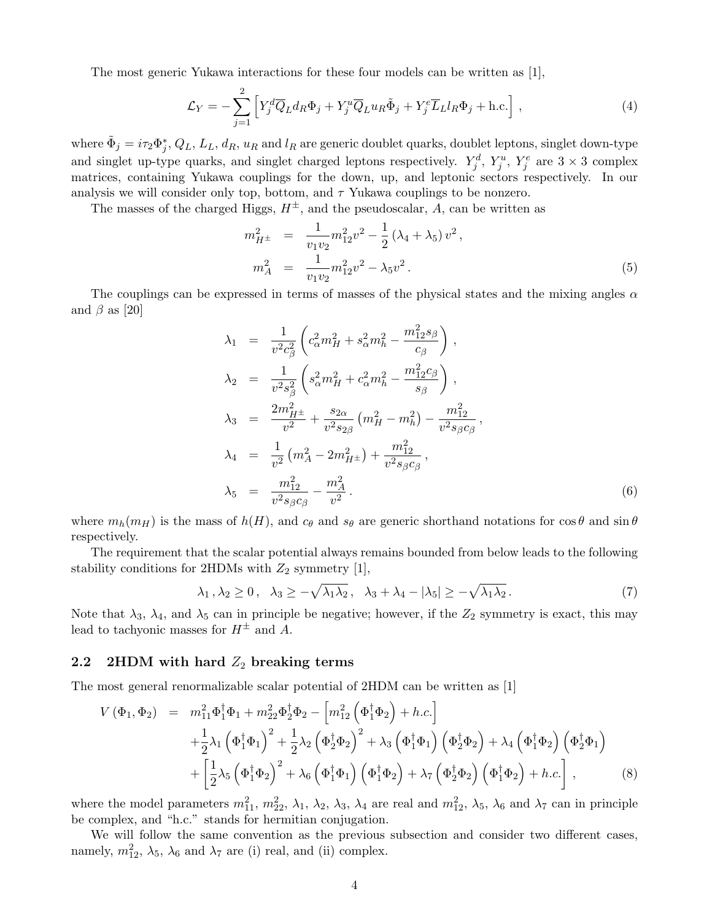The most generic Yukawa interactions for these four models can be written as [1],

$$
\mathcal{L}_Y = -\sum_{j=1}^{2}\left[Y_j^d \overline{Q}_L d_R \Phi_j + Y_j^u \overline{Q}_L u_R \tilde{\Phi}_j + Y_j^e \overline{L}_L l_R \Phi_j + \text{h.c.}\right] , \tag{4}
$$

where $\tilde{\Phi}_j = i\tau_2 \Phi_j^*$, $Q_L$, $L_L$, $d_R$, $u_R$ and $l_R$ are generic doublet quarks, doublet leptons, singlet down-type and singlet up-type quarks, and singlet charged leptons respectively. $Y_j^d$, $Y_j^u$, $Y_j^e$ are $3\times 3$ complex matrices, containing Yukawa couplings for the down, up, and leptonic sectors respectively. In our analysis we will consider only top, bottom, and $\tau$ Yukawa couplings to be nonzero.

The masses of the charged Higgs, $H^\pm$, and the pseudoscalar, $A$, can be written as

$$
\begin{aligned}
m_{H^\pm}^2 &= \frac{1}{v_1 v_2} m_{12}^2 v^2 - \frac{1}{2}\left(\lambda_4 + \lambda_5\right) v^2 , \\
m_A^2 &= \frac{1}{v_1 v_2} m_{12}^2 v^2 - \lambda_5 v^2 .
\end{aligned} \tag{5}
$$

The couplings can be expressed in terms of masses of the physical states and the mixing angles $\alpha$ and $\beta$ as [20]

$$
\begin{aligned}
\lambda_1 &= \frac{1}{v^2 c_\beta^2}\left(c_\alpha^2 m_H^2 + s_\alpha^2 m_h^2 - \frac{m_{12}^2 s_\beta}{c_\beta}\right) , \\
\lambda_2 &= \frac{1}{v^2 s_\beta^2}\left(s_\alpha^2 m_H^2 + c_\alpha^2 m_h^2 - \frac{m_{12}^2 c_\beta}{s_\beta}\right) , \\
\lambda_3 &= \frac{2m_{H^\pm}^2}{v^2} + \frac{s_{2\alpha}}{v^2 s_{2\beta}}\left(m_H^2 - m_h^2\right) - \frac{m_{12}^2}{v^2 s_\beta c_\beta} , \\
\lambda_4 &= \frac{1}{v^2}\left(m_A^2 - 2m_{H^\pm}^2\right) + \frac{m_{12}^2}{v^2 s_\beta c_\beta} , \\
\lambda_5 &= \frac{m_{12}^2}{v^2 s_\beta c_\beta} - \frac{m_A^2}{v^2} .
\end{aligned} \tag{6}
$$

where $m_h (m_H)$ is the mass of $h(H)$, and $c_\theta$ and $s_\theta$ are generic shorthand notations for $\cos\theta$ and $\sin\theta$ respectively.

The requirement that the scalar potential always remains bounded from below leads to the following stability conditions for 2HDMs with $Z_2$ symmetry [1],

$$
\lambda_1 , \lambda_2 \geq 0 , \quad \lambda_3 \geq -\sqrt{\lambda_1\lambda_2} , \quad \lambda_3 + \lambda_4 - |\lambda_5| \geq -\sqrt{\lambda_1\lambda_2} . \tag{7}
$$

Note that $\lambda_3$, $\lambda_4$, and $\lambda_5$ can in principle be negative; however, if the $Z_2$ symmetry is exact, this may lead to tachyonic masses for $H^\pm$ and $A$.

## 2.2 2HDM with hard $Z_2$ breaking terms

The most general renormalizable scalar potential of 2HDM can be written as [1]

$$
\begin{aligned}
V\left(\Phi_1, \Phi_2\right) &= m_{11}^2 \Phi_1^\dagger \Phi_1 + m_{22}^2 \Phi_2^\dagger \Phi_2 - \left[m_{12}^2\left(\Phi_1^\dagger \Phi_2\right) + h.c.\right] \\
&+ \frac{1}{2}\lambda_1\left(\Phi_1^\dagger\Phi_1\right)^2 + \frac{1}{2}\lambda_2\left(\Phi_2^\dagger\Phi_2\right)^2 + \lambda_3\left(\Phi_1^\dagger\Phi_1\right)\left(\Phi_2^\dagger\Phi_2\right) + \lambda_4\left(\Phi_1^\dagger\Phi_2\right)\left(\Phi_2^\dagger\Phi_1\right) \\
&+ \left[\frac{1}{2}\lambda_5\left(\Phi_1^\dagger\Phi_2\right)^2 + \lambda_6\left(\Phi_1^\dagger\Phi_1\right)\left(\Phi_1^\dagger\Phi_2\right) + \lambda_7\left(\Phi_2^\dagger\Phi_2\right)\left(\Phi_1^\dagger\Phi_2\right) + h.c.\right] ,
\end{aligned} \tag{8}
$$

where the model parameters $m_{11}^2$, $m_{22}^2$, $\lambda_1$, $\lambda_2$, $\lambda_3$, $\lambda_4$ are real and $m_{12}^2$, $\lambda_5$, $\lambda_6$ and $\lambda_7$ can in principle be complex, and "h.c." stands for hermitian conjugation.

We will follow the same convention as the previous subsection and consider two different cases, namely, $m_{12}^2$, $\lambda_5$, $\lambda_6$ and $\lambda_7$ are (i) real, and (ii) complex.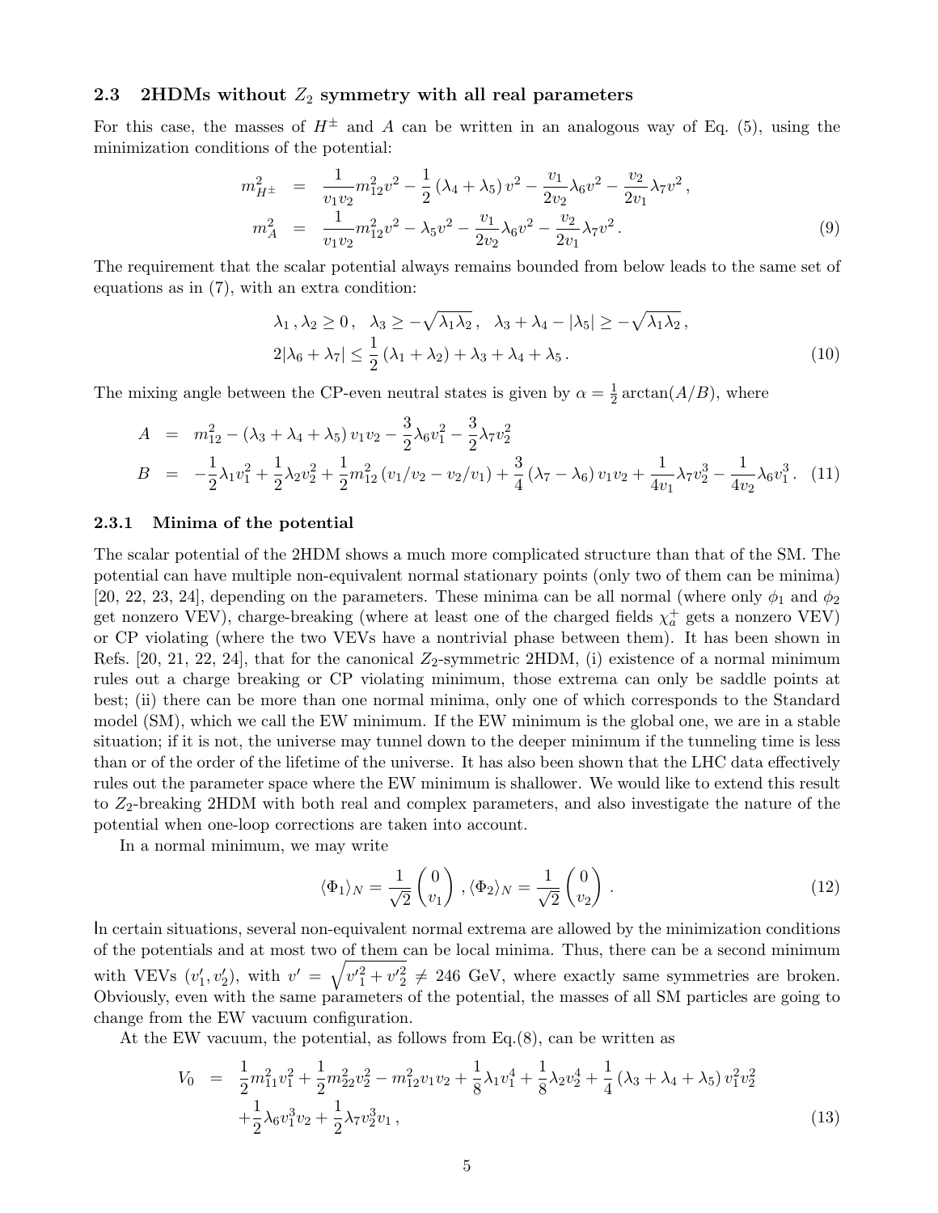### 2.3 2HDMs without $Z_2$ symmetry with all real parameters

For this case, the masses of $H^\pm$ and $A$ can be written in an analogous way of Eq. (5), using the minimization conditions of the potential:

$$
\begin{aligned}
m_{H^\pm}^2 &= \frac{1}{v_1 v_2} m_{12}^2 v^2 - \frac{1}{2}(\lambda_4 + \lambda_5) v^2 - \frac{v_1}{2v_2}\lambda_6 v^2 - \frac{v_2}{2v_1}\lambda_7 v^2 \,, \\
m_A^2 &= \frac{1}{v_1 v_2} m_{12}^2 v^2 - \lambda_5 v^2 - \frac{v_1}{2v_2}\lambda_6 v^2 - \frac{v_2}{2v_1}\lambda_7 v^2 \,.
\end{aligned} \tag{9}
$$

The requirement that the scalar potential always remains bounded from below leads to the same set of equations as in (7), with an extra condition:

$$
\begin{aligned}
&\lambda_1\,, \lambda_2 \geq 0\,, \quad \lambda_3 \geq -\sqrt{\lambda_1 \lambda_2}\,, \quad \lambda_3 + \lambda_4 - |\lambda_5| \geq -\sqrt{\lambda_1 \lambda_2}\,, \\
&2|\lambda_6 + \lambda_7| \leq \frac{1}{2}(\lambda_1 + \lambda_2) + \lambda_3 + \lambda_4 + \lambda_5 \,.
\end{aligned} \tag{10}
$$

The mixing angle between the CP-even neutral states is given by $\alpha = \frac{1}{2}\arctan(A/B)$, where

$$
\begin{aligned}
A &= m_{12}^2 - (\lambda_3 + \lambda_4 + \lambda_5) v_1 v_2 - \frac{3}{2}\lambda_6 v_1^2 - \frac{3}{2}\lambda_7 v_2^2 \\
B &= -\frac{1}{2}\lambda_1 v_1^2 + \frac{1}{2}\lambda_2 v_2^2 + \frac{1}{2} m_{12}^2 (v_1/v_2 - v_2/v_1) + \frac{3}{4}(\lambda_7 - \lambda_6) v_1 v_2 + \frac{1}{4v_1}\lambda_7 v_2^3 - \frac{1}{4v_2}\lambda_6 v_1^3 \,.
\end{aligned} \tag{11}
$$

#### 2.3.1 Minima of the potential

The scalar potential of the 2HDM shows a much more complicated structure than that of the SM. The potential can have multiple non-equivalent normal stationary points (only two of them can be minima) [20, 22, 23, 24], depending on the parameters. These minima can be all normal (where only $\phi_1$ and $\phi_2$ get nonzero VEV), charge-breaking (where at least one of the charged fields $\chi_a^+$ gets a nonzero VEV) or CP violating (where the two VEVs have a nontrivial phase between them). It has been shown in Refs. [20, 21, 22, 24], that for the canonical $Z_2$-symmetric 2HDM, (i) existence of a normal minimum rules out a charge breaking or CP violating minimum, those extrema can only be saddle points at best; (ii) there can be more than one normal minima, only one of which corresponds to the Standard model (SM), which we call the EW minimum. If the EW minimum is the global one, we are in a stable situation; if it is not, the universe may tunnel down to the deeper minimum if the tunneling time is less than or of the order of the lifetime of the universe. It has also been shown that the LHC data effectively rules out the parameter space where the EW minimum is shallower. We would like to extend this result to $Z_2$-breaking 2HDM with both real and complex parameters, and also investigate the nature of the potential when one-loop corrections are taken into account.

In a normal minimum, we may write

$$
\langle \Phi_1 \rangle_N = \frac{1}{\sqrt{2}} \begin{pmatrix} 0 \\ v_1 \end{pmatrix} , \langle \Phi_2 \rangle_N = \frac{1}{\sqrt{2}} \begin{pmatrix} 0 \\ v_2 \end{pmatrix} \,. \tag{12}
$$

In certain situations, several non-equivalent normal extrema are allowed by the minimization conditions of the potentials and at most two of them can be local minima. Thus, there can be a second minimum with VEVs $(v_1', v_2')$, with $v' = \sqrt{v_1'^2 + v_2'^2} \neq 246$ GeV, where exactly same symmetries are broken. Obviously, even with the same parameters of the potential, the masses of all SM particles are going to change from the EW vacuum configuration.

At the EW vacuum, the potential, as follows from Eq.(8), can be written as

$$
\begin{aligned}
V_0 &= \frac{1}{2} m_{11}^2 v_1^2 + \frac{1}{2} m_{22}^2 v_2^2 - m_{12}^2 v_1 v_2 + \frac{1}{8}\lambda_1 v_1^4 + \frac{1}{8}\lambda_2 v_2^4 + \frac{1}{4}(\lambda_3 + \lambda_4 + \lambda_5) v_1^2 v_2^2 \\
&\quad + \frac{1}{2}\lambda_6 v_1^3 v_2 + \frac{1}{2}\lambda_7 v_2^3 v_1 \,,
\end{aligned} \tag{13}
$$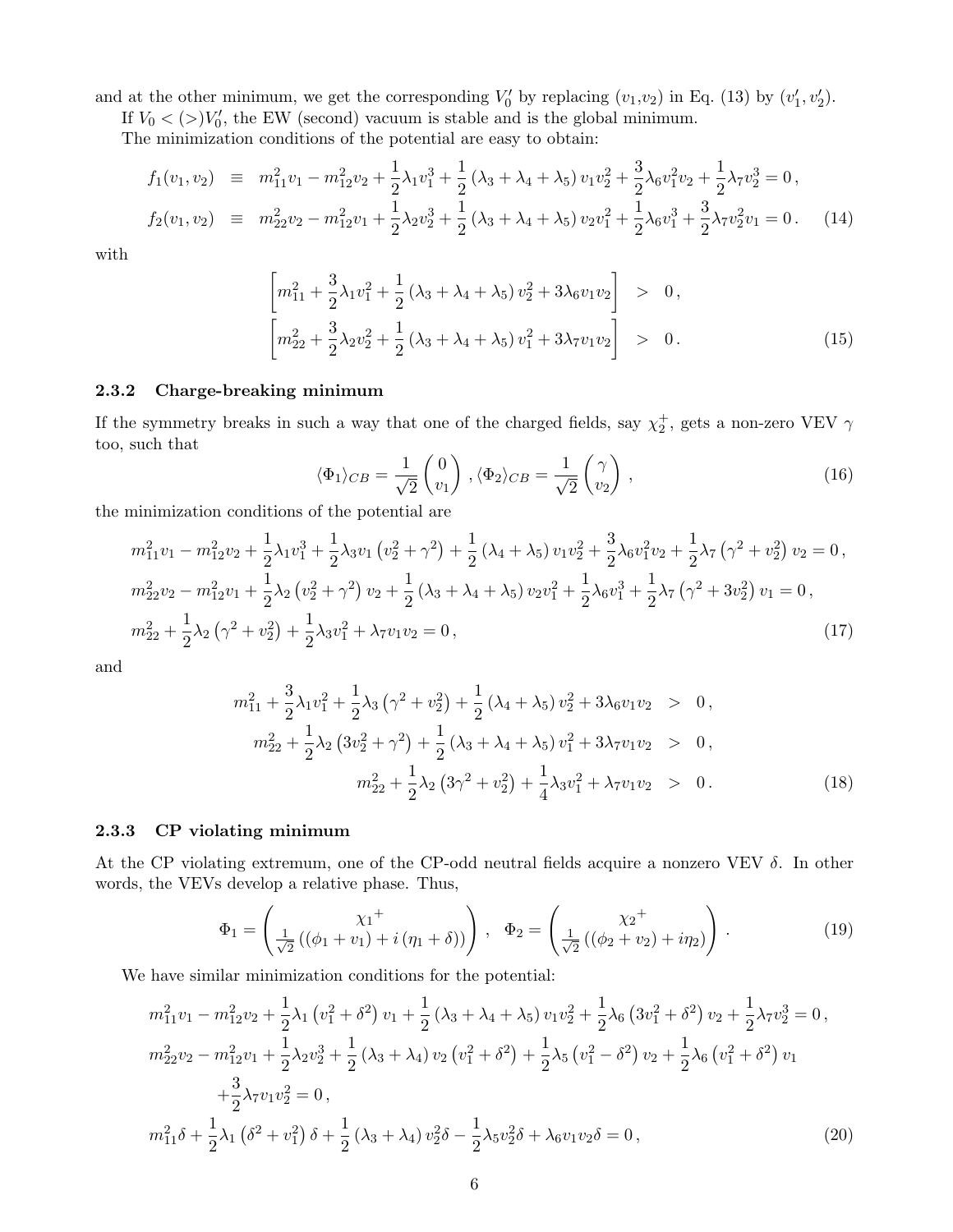and at the other minimum, we get the corresponding $V_0'$ by replacing $(v_1,v_2)$ in Eq. (13) by $(v_1', v_2')$.

If $V_0 < (>) V_0'$, the EW (second) vacuum is stable and is the global minimum.

The minimization conditions of the potential are easy to obtain:

$$
\begin{aligned}
f_1(v_1, v_2) &\equiv m_{11}^2 v_1 - m_{12}^2 v_2 + \frac{1}{2}\lambda_1 v_1^3 + \frac{1}{2}\left(\lambda_3 + \lambda_4 + \lambda_5\right) v_1 v_2^2 + \frac{3}{2}\lambda_6 v_1^2 v_2 + \frac{1}{2}\lambda_7 v_2^3 = 0\,, \\
f_2(v_1, v_2) &\equiv m_{22}^2 v_2 - m_{12}^2 v_1 + \frac{1}{2}\lambda_2 v_2^3 + \frac{1}{2}\left(\lambda_3 + \lambda_4 + \lambda_5\right) v_2 v_1^2 + \frac{1}{2}\lambda_6 v_1^3 + \frac{3}{2}\lambda_7 v_2^2 v_1 = 0\,. \qquad (14)
\end{aligned}
$$

with

$$
\begin{aligned}
\left[m_{11}^2 + \frac{3}{2}\lambda_1 v_1^2 + \frac{1}{2}\left(\lambda_3 + \lambda_4 + \lambda_5\right) v_2^2 + 3\lambda_6 v_1 v_2\right] &> 0\,, \\
\left[m_{22}^2 + \frac{3}{2}\lambda_2 v_2^2 + \frac{1}{2}\left(\lambda_3 + \lambda_4 + \lambda_5\right) v_1^2 + 3\lambda_7 v_1 v_2\right] &> 0\,. \qquad (15)
\end{aligned}
$$

### 2.3.2 Charge-breaking minimum

If the symmetry breaks in such a way that one of the charged fields, say $\chi_2^+$, gets a non-zero VEV $\gamma$ too, such that

$$
\langle \Phi_1 \rangle_{CB} = \frac{1}{\sqrt{2}}\begin{pmatrix} 0 \\ v_1 \end{pmatrix}, \langle \Phi_2 \rangle_{CB} = \frac{1}{\sqrt{2}}\begin{pmatrix} \gamma \\ v_2 \end{pmatrix}, \qquad (16)
$$

the minimization conditions of the potential are

$$
\begin{aligned}
& m_{11}^2 v_1 - m_{12}^2 v_2 + \frac{1}{2}\lambda_1 v_1^3 + \frac{1}{2}\lambda_3 v_1\left(v_2^2 + \gamma^2\right) + \frac{1}{2}\left(\lambda_4 + \lambda_5\right) v_1 v_2^2 + \frac{3}{2}\lambda_6 v_1^2 v_2 + \frac{1}{2}\lambda_7\left(\gamma^2 + v_2^2\right) v_2 = 0\,, \\
& m_{22}^2 v_2 - m_{12}^2 v_1 + \frac{1}{2}\lambda_2\left(v_2^2 + \gamma^2\right) v_2 + \frac{1}{2}\left(\lambda_3 + \lambda_4 + \lambda_5\right) v_2 v_1^2 + \frac{1}{2}\lambda_6 v_1^3 + \frac{1}{2}\lambda_7\left(\gamma^2 + 3v_2^2\right) v_1 = 0\,, \\
& m_{22}^2 + \frac{1}{2}\lambda_2\left(\gamma^2 + v_2^2\right) + \frac{1}{2}\lambda_3 v_1^2 + \lambda_7 v_1 v_2 = 0\,, \qquad (17)
\end{aligned}
$$

and

$$
\begin{aligned}
m_{11}^2 + \frac{3}{2}\lambda_1 v_1^2 + \frac{1}{2}\lambda_3\left(\gamma^2 + v_2^2\right) + \frac{1}{2}\left(\lambda_4 + \lambda_5\right) v_2^2 + 3\lambda_6 v_1 v_2 &> 0\,, \\
m_{22}^2 + \frac{1}{2}\lambda_2\left(3v_2^2 + \gamma^2\right) + \frac{1}{2}\left(\lambda_3 + \lambda_4 + \lambda_5\right) v_1^2 + 3\lambda_7 v_1 v_2 &> 0\,, \\
m_{22}^2 + \frac{1}{2}\lambda_2\left(3\gamma^2 + v_2^2\right) + \frac{1}{4}\lambda_3 v_1^2 + \lambda_7 v_1 v_2 &> 0\,. \qquad (18)
\end{aligned}
$$

### 2.3.3 CP violating minimum

At the CP violating extremum, one of the CP-odd neutral fields acquire a nonzero VEV $\delta$. In other words, the VEVs develop a relative phase. Thus,

$$
\Phi_1 = \begin{pmatrix} \chi_1{}^+ \\ \frac{1}{\sqrt{2}}\left(\left(\phi_1 + v_1\right) + i\left(\eta_1 + \delta\right)\right) \end{pmatrix}, \quad \Phi_2 = \begin{pmatrix} \chi_2{}^+ \\ \frac{1}{\sqrt{2}}\left(\left(\phi_2 + v_2\right) + i\eta_2\right) \end{pmatrix}. \qquad (19)
$$

We have similar minimization conditions for the potential:

$$
\begin{aligned}
& m_{11}^2 v_1 - m_{12}^2 v_2 + \frac{1}{2}\lambda_1\left(v_1^2 + \delta^2\right) v_1 + \frac{1}{2}\left(\lambda_3 + \lambda_4 + \lambda_5\right) v_1 v_2^2 + \frac{1}{2}\lambda_6\left(3v_1^2 + \delta^2\right) v_2 + \frac{1}{2}\lambda_7 v_2^3 = 0\,, \\
& m_{22}^2 v_2 - m_{12}^2 v_1 + \frac{1}{2}\lambda_2 v_2^3 + \frac{1}{2}\left(\lambda_3 + \lambda_4\right) v_2\left(v_1^2 + \delta^2\right) + \frac{1}{2}\lambda_5\left(v_1^2 - \delta^2\right) v_2 + \frac{1}{2}\lambda_6\left(v_1^2 + \delta^2\right) v_1 \\
& \quad + \frac{3}{2}\lambda_7 v_1 v_2^2 = 0\,, \\
& m_{11}^2 \delta + \frac{1}{2}\lambda_1\left(\delta^2 + v_1^2\right)\delta + \frac{1}{2}\left(\lambda_3 + \lambda_4\right) v_2^2 \delta - \frac{1}{2}\lambda_5 v_2^2 \delta + \lambda_6 v_1 v_2 \delta = 0\,, \qquad (20)
\end{aligned}
$$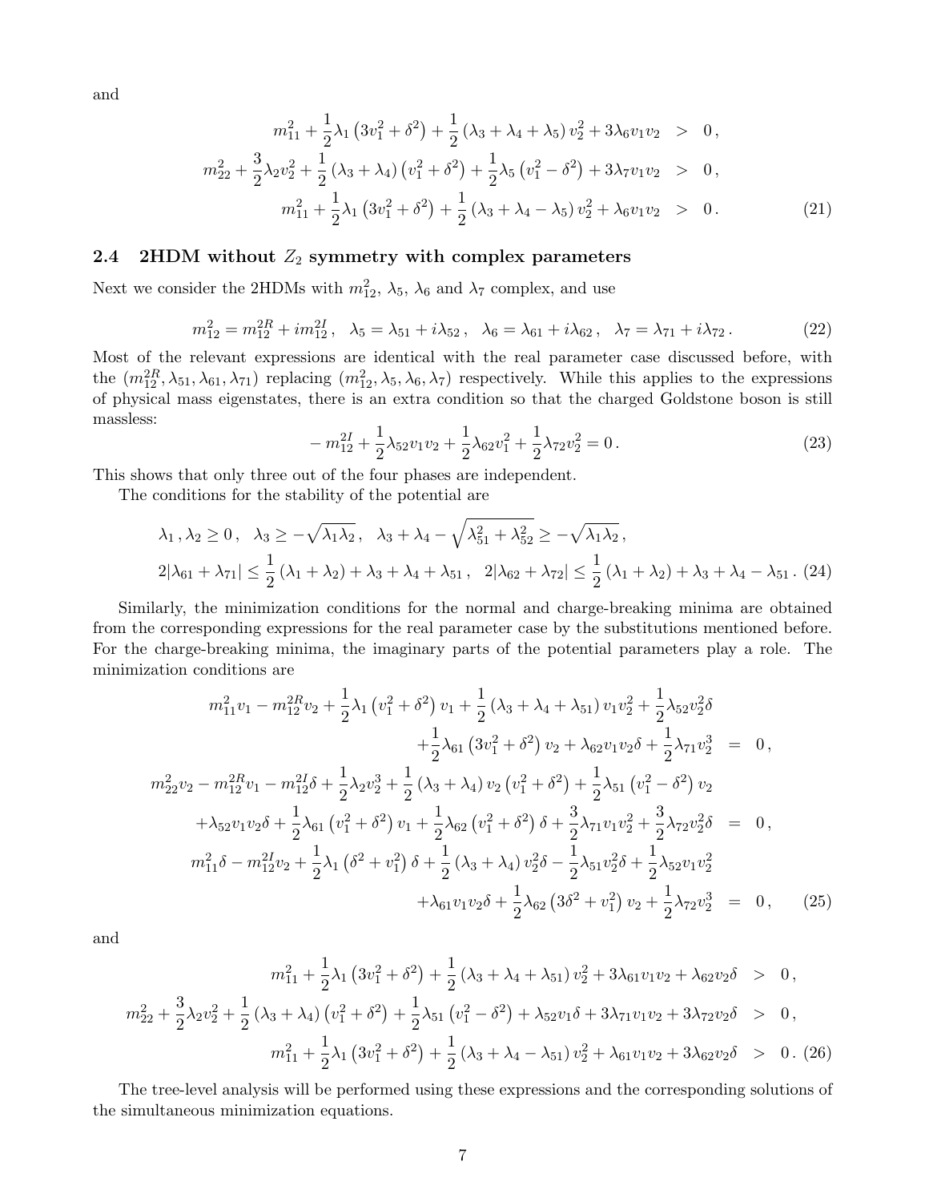and

$$
\begin{aligned}
m_{11}^2 + \frac{1}{2}\lambda_1\left(3v_1^2+\delta^2\right) + \frac{1}{2}\left(\lambda_3+\lambda_4+\lambda_5\right)v_2^2 + 3\lambda_6 v_1 v_2 &> 0\,,\\
m_{22}^2 + \frac{3}{2}\lambda_2 v_2^2 + \frac{1}{2}\left(\lambda_3+\lambda_4\right)\left(v_1^2+\delta^2\right) + \frac{1}{2}\lambda_5\left(v_1^2-\delta^2\right) + 3\lambda_7 v_1 v_2 &> 0\,,\\
m_{11}^2 + \frac{1}{2}\lambda_1\left(3v_1^2+\delta^2\right) + \frac{1}{2}\left(\lambda_3+\lambda_4-\lambda_5\right)v_2^2 + \lambda_6 v_1 v_2 &> 0\,.
\end{aligned}
\tag{21}
$$

### 2.4 2HDM without $Z_2$ symmetry with complex parameters

Next we consider the 2HDMs with $m_{12}^2$, $\lambda_5$, $\lambda_6$ and $\lambda_7$ complex, and use

$$
m_{12}^2 = m_{12}^{2R} + i m_{12}^{2I}\,,\quad \lambda_5 = \lambda_{51} + i\lambda_{52}\,,\quad \lambda_6 = \lambda_{61} + i\lambda_{62}\,,\quad \lambda_7 = \lambda_{71} + i\lambda_{72}\,. \tag{22}
$$

Most of the relevant expressions are identical with the real parameter case discussed before, with the $(m_{12}^{2R}, \lambda_{51}, \lambda_{61}, \lambda_{71})$ replacing $(m_{12}^2, \lambda_5, \lambda_6, \lambda_7)$ respectively. While this applies to the expressions of physical mass eigenstates, there is an extra condition so that the charged Goldstone boson is still massless:

$$
-m_{12}^{2I} + \frac{1}{2}\lambda_{52} v_1 v_2 + \frac{1}{2}\lambda_{62} v_1^2 + \frac{1}{2}\lambda_{72} v_2^2 = 0\,. \tag{23}
$$

This shows that only three out of the four phases are independent.

The conditions for the stability of the potential are

$$
\begin{aligned}
&\lambda_1\,, \lambda_2 \geq 0\,,\quad \lambda_3 \geq -\sqrt{\lambda_1\lambda_2}\,,\quad \lambda_3 + \lambda_4 - \sqrt{\lambda_{51}^2+\lambda_{52}^2} \geq -\sqrt{\lambda_1\lambda_2}\,,\\
&2|\lambda_{61}+\lambda_{71}| \leq \frac{1}{2}\left(\lambda_1+\lambda_2\right) + \lambda_3 + \lambda_4 + \lambda_{51}\,,\quad 2|\lambda_{62}+\lambda_{72}| \leq \frac{1}{2}\left(\lambda_1+\lambda_2\right) + \lambda_3 + \lambda_4 - \lambda_{51}\,.
\end{aligned}
\tag{24}
$$

Similarly, the minimization conditions for the normal and charge-breaking minima are obtained from the corresponding expressions for the real parameter case by the substitutions mentioned before. For the charge-breaking minima, the imaginary parts of the potential parameters play a role. The minimization conditions are

$$
\begin{aligned}
m_{11}^2 v_1 - m_{12}^{2R} v_2 + \frac{1}{2}\lambda_1\left(v_1^2+\delta^2\right)v_1 + \frac{1}{2}\left(\lambda_3+\lambda_4+\lambda_{51}\right)v_1 v_2^2 + \frac{1}{2}\lambda_{52} v_2^2\delta &\\
+\frac{1}{2}\lambda_{61}\left(3v_1^2+\delta^2\right)v_2 + \lambda_{62} v_1 v_2 \delta + \frac{1}{2}\lambda_{71} v_2^3 &= 0\,,\\
m_{22}^2 v_2 - m_{12}^{2R} v_1 - m_{12}^{2I}\delta + \frac{1}{2}\lambda_2 v_2^3 + \frac{1}{2}\left(\lambda_3+\lambda_4\right)v_2\left(v_1^2+\delta^2\right) + \frac{1}{2}\lambda_{51}\left(v_1^2-\delta^2\right)v_2 &\\
+\lambda_{52} v_1 v_2 \delta + \frac{1}{2}\lambda_{61}\left(v_1^2+\delta^2\right)v_1 + \frac{1}{2}\lambda_{62}\left(v_1^2+\delta^2\right)\delta + \frac{3}{2}\lambda_{71} v_1 v_2^2 + \frac{3}{2}\lambda_{72} v_2^2\delta &= 0\,,\\
m_{11}^2\delta - m_{12}^{2I} v_2 + \frac{1}{2}\lambda_1\left(\delta^2+v_1^2\right)\delta + \frac{1}{2}\left(\lambda_3+\lambda_4\right)v_2^2\delta - \frac{1}{2}\lambda_{51} v_2^2\delta + \frac{1}{2}\lambda_{52} v_1 v_2^2 &\\
+\lambda_{61} v_1 v_2 \delta + \frac{1}{2}\lambda_{62}\left(3\delta^2+v_1^2\right)v_2 + \frac{1}{2}\lambda_{72} v_2^3 &= 0\,,
\end{aligned}
\tag{25}
$$

and

$$
\begin{aligned}
m_{11}^2 + \frac{1}{2}\lambda_1\left(3v_1^2+\delta^2\right) + \frac{1}{2}\left(\lambda_3+\lambda_4+\lambda_{51}\right)v_2^2 + 3\lambda_{61} v_1 v_2 + \lambda_{62} v_2 \delta &> 0\,,\\
m_{22}^2 + \frac{3}{2}\lambda_2 v_2^2 + \frac{1}{2}\left(\lambda_3+\lambda_4\right)\left(v_1^2+\delta^2\right) + \frac{1}{2}\lambda_{51}\left(v_1^2-\delta^2\right) + \lambda_{52} v_1 \delta + 3\lambda_{71} v_1 v_2 + 3\lambda_{72} v_2 \delta &> 0\,,\\
m_{11}^2 + \frac{1}{2}\lambda_1\left(3v_1^2+\delta^2\right) + \frac{1}{2}\left(\lambda_3+\lambda_4-\lambda_{51}\right)v_2^2 + \lambda_{61} v_1 v_2 + 3\lambda_{62} v_2 \delta &> 0\,.
\end{aligned}
\tag{26}
$$

The tree-level analysis will be performed using these expressions and the corresponding solutions of the simultaneous minimization equations.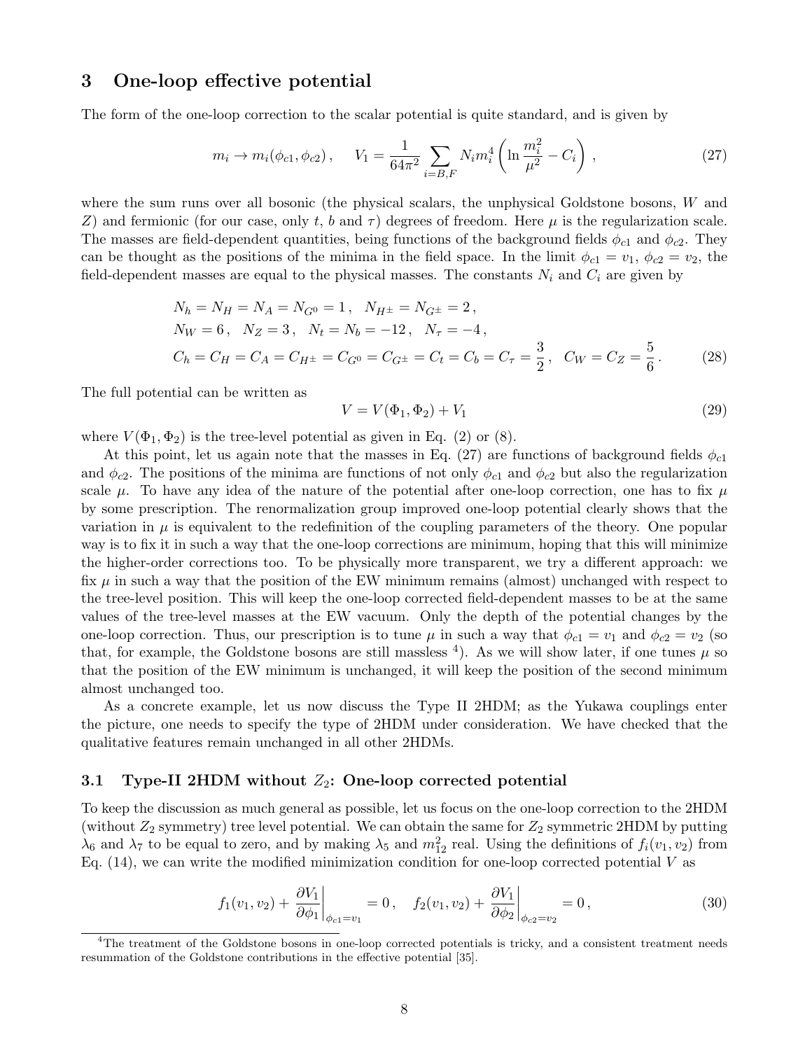## 3 One-loop effective potential

The form of the one-loop correction to the scalar potential is quite standard, and is given by

$$m_i \to m_i(\phi_{c1}, \phi_{c2}) \,, \quad V_1 = \frac{1}{64\pi^2} \sum_{i=B,F} N_i m_i^4 \left( \ln \frac{m_i^2}{\mu^2} - C_i \right) \,, \tag{27}$$

where the sum runs over all bosonic (the physical scalars, the unphysical Goldstone bosons, $W$ and $Z$) and fermionic (for our case, only $t$, $b$ and $\tau$) degrees of freedom. Here $\mu$ is the regularization scale. The masses are field-dependent quantities, being functions of the background fields $\phi_{c1}$ and $\phi_{c2}$. They can be thought as the positions of the minima in the field space. In the limit $\phi_{c1} = v_1$, $\phi_{c2} = v_2$, the field-dependent masses are equal to the physical masses. The constants $N_i$ and $C_i$ are given by

$$\begin{aligned}
&N_h = N_H = N_A = N_{G^0} = 1 \,, \quad N_{H^\pm} = N_{G^\pm} = 2 \,, \\
&N_W = 6 \,, \quad N_Z = 3 \,, \quad N_t = N_b = -12 \,, \quad N_\tau = -4 \,, \\
&C_h = C_H = C_A = C_{H^\pm} = C_{G^0} = C_{G^\pm} = C_t = C_b = C_\tau = \frac{3}{2} \,, \quad C_W = C_Z = \frac{5}{6} \,.
\end{aligned} \tag{28}$$

The full potential can be written as

$$V = V(\Phi_1, \Phi_2) + V_1 \tag{29}$$

where $V(\Phi_1, \Phi_2)$ is the tree-level potential as given in Eq. (2) or (8).

At this point, let us again note that the masses in Eq. (27) are functions of background fields $\phi_{c1}$ and $\phi_{c2}$. The positions of the minima are functions of not only $\phi_{c1}$ and $\phi_{c2}$ but also the regularization scale $\mu$. To have any idea of the nature of the potential after one-loop correction, one has to fix $\mu$ by some prescription. The renormalization group improved one-loop potential clearly shows that the variation in $\mu$ is equivalent to the redefinition of the coupling parameters of the theory. One popular way is to fix it in such a way that the one-loop corrections are minimum, hoping that this will minimize the higher-order corrections too. To be physically more transparent, we try a different approach: we fix $\mu$ in such a way that the position of the EW minimum remains (almost) unchanged with respect to the tree-level position. This will keep the one-loop corrected field-dependent masses to be at the same values of the tree-level masses at the EW vacuum. Only the depth of the potential changes by the one-loop correction. Thus, our prescription is to tune $\mu$ in such a way that $\phi_{c1} = v_1$ and $\phi_{c2} = v_2$ (so that, for example, the Goldstone bosons are still massless [4]). As we will show later, if one tunes $\mu$ so that the position of the EW minimum is unchanged, it will keep the position of the second minimum almost unchanged too.

As a concrete example, let us now discuss the Type II 2HDM; as the Yukawa couplings enter the picture, one needs to specify the type of 2HDM under consideration. We have checked that the qualitative features remain unchanged in all other 2HDMs.

### 3.1 Type-II 2HDM without $Z_2$: One-loop corrected potential

To keep the discussion as much general as possible, let us focus on the one-loop correction to the 2HDM (without $Z_2$ symmetry) tree level potential. We can obtain the same for $Z_2$ symmetric 2HDM by putting $\lambda_6$ and $\lambda_7$ to be equal to zero, and by making $\lambda_5$ and $m_{12}^2$ real. Using the definitions of $f_i(v_1, v_2)$ from Eq. (14), we can write the modified minimization condition for one-loop corrected potential $V$ as

$$f_1(v_1, v_2) + \left.\frac{\partial V_1}{\partial \phi_1}\right|_{\phi_{c1}=v_1} = 0 \,, \quad f_2(v_1, v_2) + \left.\frac{\partial V_1}{\partial \phi_2}\right|_{\phi_{c2}=v_2} = 0 \,, \tag{30}$$

[4] The treatment of the Goldstone bosons in one-loop corrected potentials is tricky, and a consistent treatment needs resummation of the Goldstone contributions in the effective potential [35].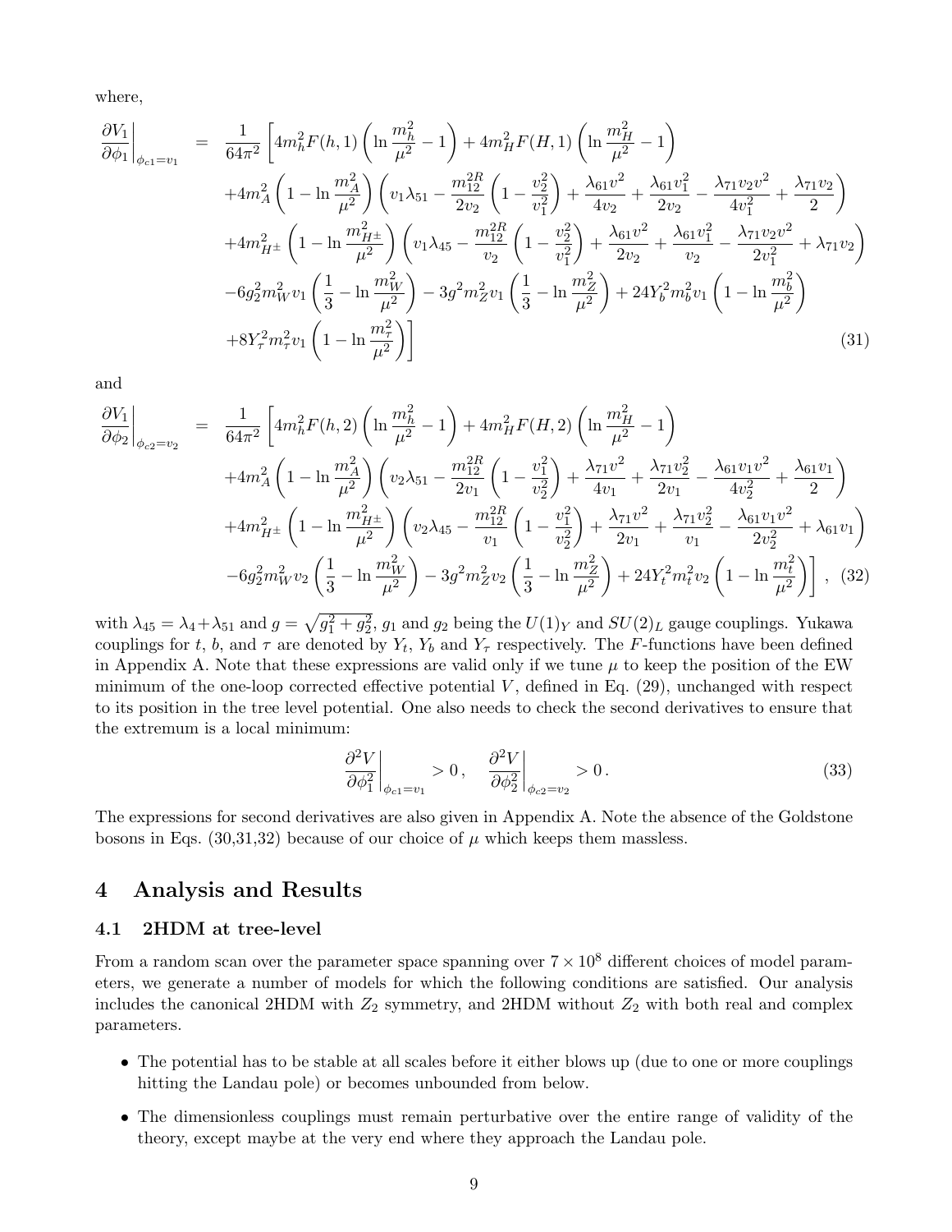where,

$$
\begin{aligned}
\left.\frac{\partial V_1}{\partial \phi_1}\right|_{\phi_{c1}=v_1} \;=\;& \frac{1}{64\pi^2}\left[4m_h^2 F(h,1)\left(\ln\frac{m_h^2}{\mu^2}-1\right)+4m_H^2 F(H,1)\left(\ln\frac{m_H^2}{\mu^2}-1\right)\right. \\
&+4m_A^2\left(1-\ln\frac{m_A^2}{\mu^2}\right)\left(v_1\lambda_{51}-\frac{m_{12}^{2R}}{2v_2}\left(1-\frac{v_2^2}{v_1^2}\right)+\frac{\lambda_{61}v^2}{4v_2}+\frac{\lambda_{61}v_1^2}{2v_2}-\frac{\lambda_{71}v_2v^2}{4v_1^2}+\frac{\lambda_{71}v_2}{2}\right) \\
&+4m_{H^\pm}^2\left(1-\ln\frac{m_{H^\pm}^2}{\mu^2}\right)\left(v_1\lambda_{45}-\frac{m_{12}^{2R}}{v_2}\left(1-\frac{v_2^2}{v_1^2}\right)+\frac{\lambda_{61}v^2}{2v_2}+\frac{\lambda_{61}v_1^2}{v_2}-\frac{\lambda_{71}v_2v^2}{2v_1^2}+\lambda_{71}v_2\right) \\
&-6g_2^2m_W^2v_1\left(\frac{1}{3}-\ln\frac{m_W^2}{\mu^2}\right)-3g^2m_Z^2v_1\left(\frac{1}{3}-\ln\frac{m_Z^2}{\mu^2}\right)+24Y_b^2m_b^2v_1\left(1-\ln\frac{m_b^2}{\mu^2}\right) \\
&\left.+8Y_\tau^2m_\tau^2v_1\left(1-\ln\frac{m_\tau^2}{\mu^2}\right)\right] 
\end{aligned}
\tag{31}
$$

and

$$
\begin{aligned}
\left.\frac{\partial V_1}{\partial \phi_2}\right|_{\phi_{c2}=v_2} \;=\;& \frac{1}{64\pi^2}\left[4m_h^2 F(h,2)\left(\ln\frac{m_h^2}{\mu^2}-1\right)+4m_H^2 F(H,2)\left(\ln\frac{m_H^2}{\mu^2}-1\right)\right. \\
&+4m_A^2\left(1-\ln\frac{m_A^2}{\mu^2}\right)\left(v_2\lambda_{51}-\frac{m_{12}^{2R}}{2v_1}\left(1-\frac{v_1^2}{v_2^2}\right)+\frac{\lambda_{71}v^2}{4v_1}+\frac{\lambda_{71}v_2^2}{2v_1}-\frac{\lambda_{61}v_1v^2}{4v_2^2}+\frac{\lambda_{61}v_1}{2}\right) \\
&+4m_{H^\pm}^2\left(1-\ln\frac{m_{H^\pm}^2}{\mu^2}\right)\left(v_2\lambda_{45}-\frac{m_{12}^{2R}}{v_1}\left(1-\frac{v_1^2}{v_2^2}\right)+\frac{\lambda_{71}v^2}{2v_1}+\frac{\lambda_{71}v_2^2}{v_1}-\frac{\lambda_{61}v_1v^2}{2v_2^2}+\lambda_{61}v_1\right) \\
&\left.-6g_2^2m_W^2v_2\left(\frac{1}{3}-\ln\frac{m_W^2}{\mu^2}\right)-3g^2m_Z^2v_2\left(\frac{1}{3}-\ln\frac{m_Z^2}{\mu^2}\right)+24Y_t^2m_t^2v_2\left(1-\ln\frac{m_t^2}{\mu^2}\right)\right],
\end{aligned}
\tag{32}
$$

with $\lambda_{45}=\lambda_4+\lambda_{51}$ and $g=\sqrt{g_1^2+g_2^2}$, $g_1$ and $g_2$ being the $U(1)_Y$ and $SU(2)_L$ gauge couplings. Yukawa couplings for $t$, $b$, and $\tau$ are denoted by $Y_t$, $Y_b$ and $Y_\tau$ respectively. The $F$-functions have been defined in Appendix A. Note that these expressions are valid only if we tune $\mu$ to keep the position of the EW minimum of the one-loop corrected effective potential $V$, defined in Eq. (29), unchanged with respect to its position in the tree level potential. One also needs to check the second derivatives to ensure that the extremum is a local minimum:

$$
\left.\frac{\partial^2 V}{\partial \phi_1^2}\right|_{\phi_{c1}=v_1}>0\,,\quad \left.\frac{\partial^2 V}{\partial \phi_2^2}\right|_{\phi_{c2}=v_2}>0\,. \tag{33}
$$

The expressions for second derivatives are also given in Appendix A. Note the absence of the Goldstone bosons in Eqs. (30,31,32) because of our choice of $\mu$ which keeps them massless.

# 4 Analysis and Results

## 4.1 2HDM at tree-level

From a random scan over the parameter space spanning over $7\times10^8$ different choices of model parameters, we generate a number of models for which the following conditions are satisfied. Our analysis includes the canonical 2HDM with $Z_2$ symmetry, and 2HDM without $Z_2$ with both real and complex parameters.

- The potential has to be stable at all scales before it either blows up (due to one or more couplings hitting the Landau pole) or becomes unbounded from below.
- The dimensionless couplings must remain perturbative over the entire range of validity of the theory, except maybe at the very end where they approach the Landau pole.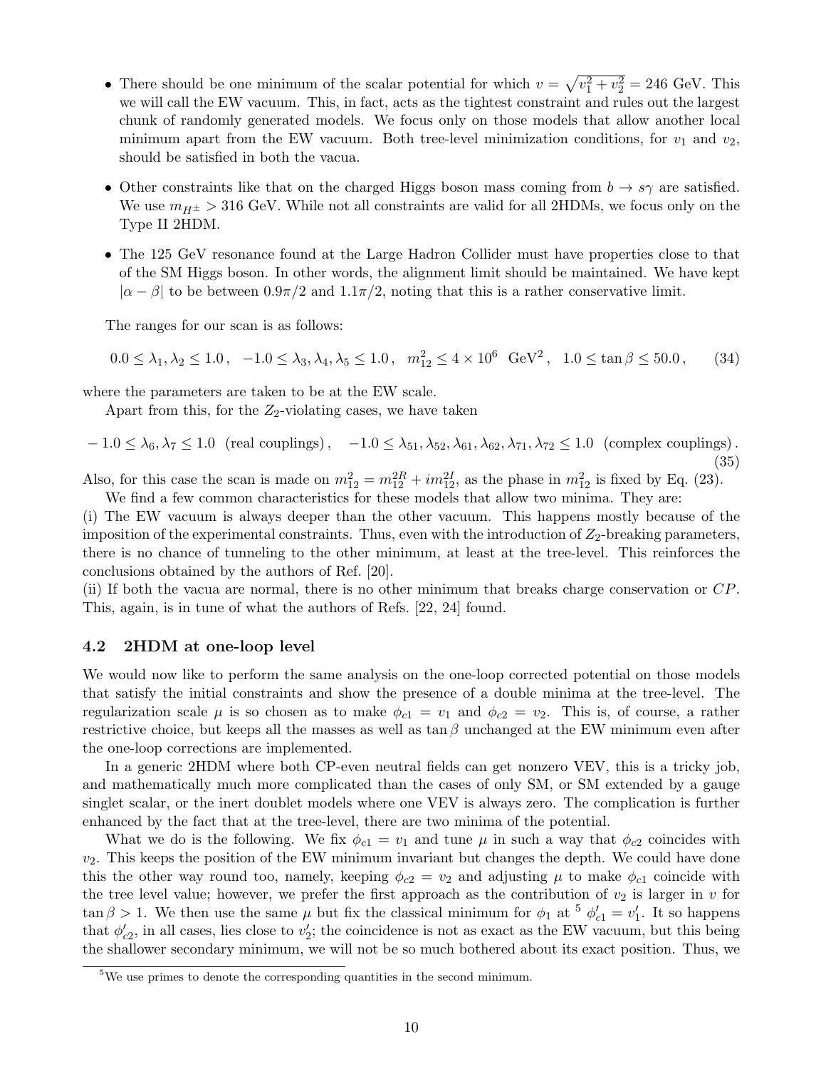- There should be one minimum of the scalar potential for which $v = \sqrt{v_1^2 + v_2^2} = 246$ GeV. This we will call the EW vacuum. This, in fact, acts as the tightest constraint and rules out the largest chunk of randomly generated models. We focus only on those models that allow another local minimum apart from the EW vacuum. Both tree-level minimization conditions, for $v_1$ and $v_2$, should be satisfied in both the vacua.

- Other constraints like that on the charged Higgs boson mass coming from $b \to s\gamma$ are satisfied. We use $m_{H^\pm} > 316$ GeV. While not all constraints are valid for all 2HDMs, we focus only on the Type II 2HDM.

- The 125 GeV resonance found at the Large Hadron Collider must have properties close to that of the SM Higgs boson. In other words, the alignment limit should be maintained. We have kept $|\alpha - \beta|$ to be between $0.9\pi/2$ and $1.1\pi/2$, noting that this is a rather conservative limit.

The ranges for our scan is as follows:

$$0.0 \leq \lambda_1, \lambda_2 \leq 1.0\,, \quad -1.0 \leq \lambda_3, \lambda_4, \lambda_5 \leq 1.0\,, \quad m_{12}^2 \leq 4 \times 10^6 \ \text{GeV}^2\,, \quad 1.0 \leq \tan\beta \leq 50.0\,, \tag{34}$$

where the parameters are taken to be at the EW scale.

Apart from this, for the $Z_2$-violating cases, we have taken

$$-1.0 \leq \lambda_6, \lambda_7 \leq 1.0 \ \ \text{(real couplings)}\,, \quad -1.0 \leq \lambda_{51}, \lambda_{52}, \lambda_{61}, \lambda_{62}, \lambda_{71}, \lambda_{72} \leq 1.0 \ \ \text{(complex couplings)}\,. \tag{35}$$

Also, for this case the scan is made on $m_{12}^2 = m_{12}^{2R} + i m_{12}^{2I}$, as the phase in $m_{12}^2$ is fixed by Eq. (23).

We find a few common characteristics for these models that allow two minima. They are:
(i) The EW vacuum is always deeper than the other vacuum. This happens mostly because of the imposition of the experimental constraints. Thus, even with the introduction of $Z_2$-breaking parameters, there is no chance of tunneling to the other minimum, at least at the tree-level. This reinforces the conclusions obtained by the authors of Ref. [20].
(ii) If both the vacua are normal, there is no other minimum that breaks charge conservation or $CP$. This, again, is in tune of what the authors of Refs. [22, 24] found.

### 4.2 2HDM at one-loop level

We would now like to perform the same analysis on the one-loop corrected potential on those models that satisfy the initial constraints and show the presence of a double minima at the tree-level. The regularization scale $\mu$ is so chosen as to make $\phi_{c1} = v_1$ and $\phi_{c2} = v_2$. This is, of course, a rather restrictive choice, but keeps all the masses as well as $\tan\beta$ unchanged at the EW minimum even after the one-loop corrections are implemented.

In a generic 2HDM where both CP-even neutral fields can get nonzero VEV, this is a tricky job, and mathematically much more complicated than the cases of only SM, or SM extended by a gauge singlet scalar, or the inert doublet models where one VEV is always zero. The complication is further enhanced by the fact that at the tree-level, there are two minima of the potential.

What we do is the following. We fix $\phi_{c1} = v_1$ and tune $\mu$ in such a way that $\phi_{c2}$ coincides with $v_2$. This keeps the position of the EW minimum invariant but changes the depth. We could have done this the other way round too, namely, keeping $\phi_{c2} = v_2$ and adjusting $\mu$ to make $\phi_{c1}$ coincide with the tree level value; however, we prefer the first approach as the contribution of $v_2$ is larger in $v$ for $\tan\beta > 1$. We then use the same $\mu$ but fix the classical minimum for $\phi_1$ at [5] $\phi'_{c1} = v'_1$. It so happens that $\phi'_{c2}$, in all cases, lies close to $v'_2$; the coincidence is not as exact as the EW vacuum, but this being the shallower secondary minimum, we will not be so much bothered about its exact position. Thus, we

[5] We use primes to denote the corresponding quantities in the second minimum.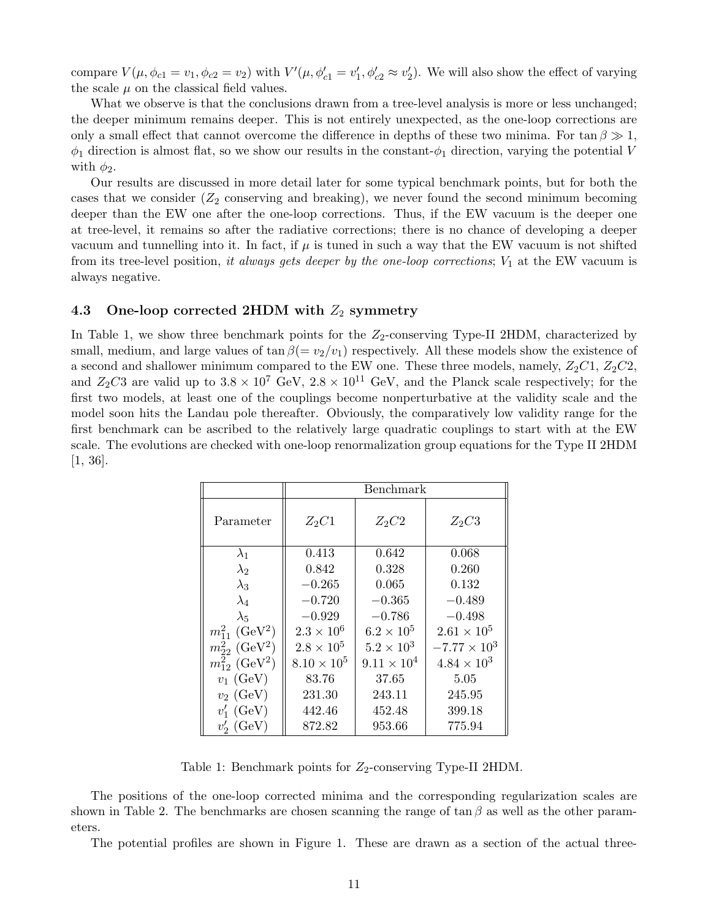compare $V(\mu, \phi_{c1} = v_1, \phi_{c2} = v_2)$ with $V'(\mu, \phi'_{c1} = v'_1, \phi'_{c2} \approx v'_2)$. We will also show the effect of varying the scale $\mu$ on the classical field values.

What we observe is that the conclusions drawn from a tree-level analysis is more or less unchanged; the deeper minimum remains deeper. This is not entirely unexpected, as the one-loop corrections are only a small effect that cannot overcome the difference in depths of these two minima. For $\tan\beta \gg 1$, $\phi_1$ direction is almost flat, so we show our results in the constant-$\phi_1$ direction, varying the potential $V$ with $\phi_2$.

Our results are discussed in more detail later for some typical benchmark points, but for both the cases that we consider ($Z_2$ conserving and breaking), we never found the second minimum becoming deeper than the EW one after the one-loop corrections. Thus, if the EW vacuum is the deeper one at tree-level, it remains so after the radiative corrections; there is no chance of developing a deeper vacuum and tunnelling into it. In fact, if $\mu$ is tuned in such a way that the EW vacuum is not shifted from its tree-level position, *it always gets deeper by the one-loop corrections*; $V_1$ at the EW vacuum is always negative.

### 4.3 One-loop corrected 2HDM with $Z_2$ symmetry

In Table 1, we show three benchmark points for the $Z_2$-conserving Type-II 2HDM, characterized by small, medium, and large values of $\tan\beta (= v_2/v_1)$ respectively. All these models show the existence of a second and shallower minimum compared to the EW one. These three models, namely, $Z_2C1$, $Z_2C2$, and $Z_2C3$ are valid up to $3.8 \times 10^7$ GeV, $2.8 \times 10^{11}$ GeV, and the Planck scale respectively; for the first two models, at least one of the couplings become nonperturbative at the validity scale and the model soon hits the Landau pole thereafter. Obviously, the comparatively low validity range for the first benchmark can be ascribed to the relatively large quadratic couplings to start with at the EW scale. The evolutions are checked with one-loop renormalization group equations for the Type II 2HDM [1, 36].

| | Benchmark | | |
|---|---|---|---|
| Parameter | $Z_2C1$ | $Z_2C2$ | $Z_2C3$ |
| $\lambda_1$ | 0.413 | 0.642 | 0.068 |
| $\lambda_2$ | 0.842 | 0.328 | 0.260 |
| $\lambda_3$ | $-0.265$ | 0.065 | 0.132 |
| $\lambda_4$ | $-0.720$ | $-0.365$ | $-0.489$ |
| $\lambda_5$ | $-0.929$ | $-0.786$ | $-0.498$ |
| $m_{11}^2$ (GeV$^2$) | $2.3 \times 10^6$ | $6.2 \times 10^5$ | $2.61 \times 10^5$ |
| $m_{22}^2$ (GeV$^2$) | $2.8 \times 10^5$ | $5.2 \times 10^3$ | $-7.77 \times 10^3$ |
| $m_{12}^2$ (GeV$^2$) | $8.10 \times 10^5$ | $9.11 \times 10^4$ | $4.84 \times 10^3$ |
| $v_1$ (GeV) | 83.76 | 37.65 | 5.05 |
| $v_2$ (GeV) | 231.30 | 243.11 | 245.95 |
| $v'_1$ (GeV) | 442.46 | 452.48 | 399.18 |
| $v'_2$ (GeV) | 872.82 | 953.66 | 775.94 |

Table 1: Benchmark points for $Z_2$-conserving Type-II 2HDM.

The positions of the one-loop corrected minima and the corresponding regularization scales are shown in Table 2. The benchmarks are chosen scanning the range of $\tan\beta$ as well as the other parameters.

The potential profiles are shown in Figure 1. These are drawn as a section of the actual three-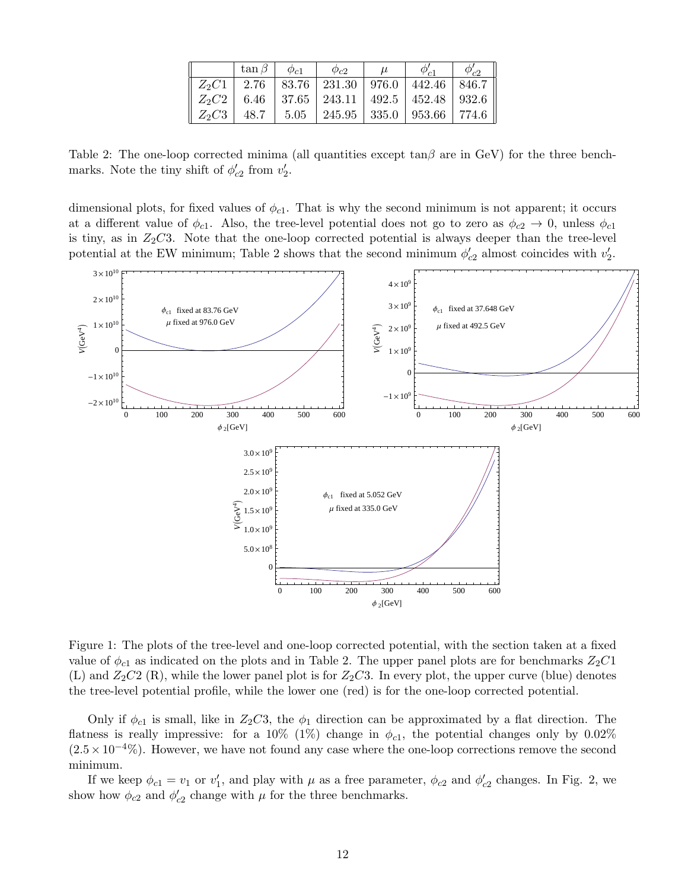|  | $\tan\beta$ | $\phi_{c1}$ | $\phi_{c2}$ | $\mu$ | $\phi'_{c1}$ | $\phi'_{c2}$ |
|---|---|---|---|---|---|---|
| $Z_2C1$ | 2.76 | 83.76 | 231.30 | 976.0 | 442.46 | 846.7 |
| $Z_2C2$ | 6.46 | 37.65 | 243.11 | 492.5 | 452.48 | 932.6 |
| $Z_2C3$ | 48.7 | 5.05 | 245.95 | 335.0 | 953.66 | 774.6 |

Table 2: The one-loop corrected minima (all quantities except $\tan\beta$ are in GeV) for the three benchmarks. Note the tiny shift of $\phi'_{c2}$ from $v'_2$.

dimensional plots, for fixed values of $\phi_{c1}$. That is why the second minimum is not apparent; it occurs at a different value of $\phi_{c1}$. Also, the tree-level potential does not go to zero as $\phi_{c2} \to 0$, unless $\phi_{c1}$ is tiny, as in $Z_2C3$. Note that the one-loop corrected potential is always deeper than the tree-level potential at the EW minimum; Table 2 shows that the second minimum $\phi'_{c2}$ almost coincides with $v'_2$.

Figure 1: The plots of the tree-level and one-loop corrected potential, with the section taken at a fixed value of $\phi_{c1}$ as indicated on the plots and in Table 2. The upper panel plots are for benchmarks $Z_2C1$ (L) and $Z_2C2$ (R), while the lower panel plot is for $Z_2C3$. In every plot, the upper curve (blue) denotes the tree-level potential profile, while the lower one (red) is for the one-loop corrected potential.

Only if $\phi_{c1}$ is small, like in $Z_2C3$, the $\phi_1$ direction can be approximated by a flat direction. The flatness is really impressive: for a 10% (1%) change in $\phi_{c1}$, the potential changes only by 0.02% ($2.5 \times 10^{-4}$%). However, we have not found any case where the one-loop corrections remove the second minimum.

If we keep $\phi_{c1} = v_1$ or $v'_1$, and play with $\mu$ as a free parameter, $\phi_{c2}$ and $\phi'_{c2}$ changes. In Fig. 2, we show how $\phi_{c2}$ and $\phi'_{c2}$ change with $\mu$ for the three benchmarks.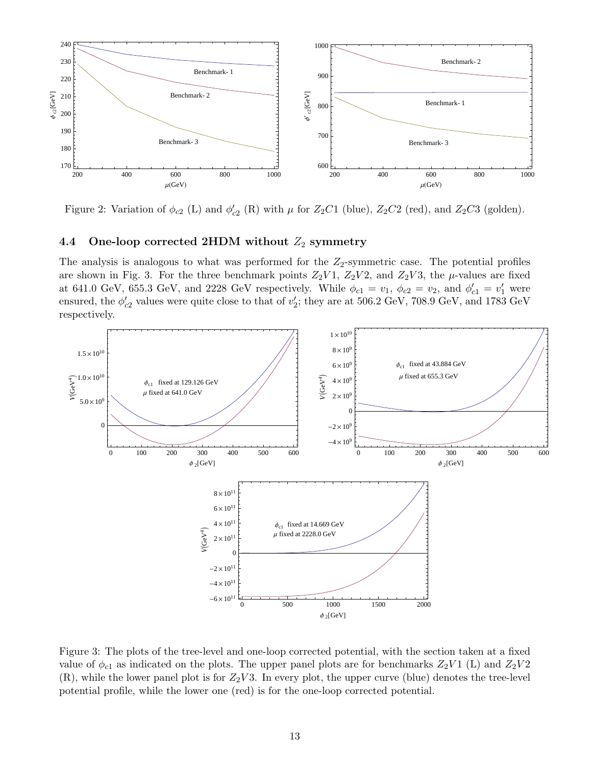Figure 2: Variation of $\phi_{c2}$ (L) and $\phi'_{c2}$ (R) with $\mu$ for $Z_2C1$ (blue), $Z_2C2$ (red), and $Z_2C3$ (golden).

### 4.4 One-loop corrected 2HDM without $Z_2$ symmetry

The analysis is analogous to what was performed for the $Z_2$-symmetric case. The potential profiles are shown in Fig. 3. For the three benchmark points $Z_2V1$, $Z_2V2$, and $Z_2V3$, the $\mu$-values are fixed at 641.0 GeV, 655.3 GeV, and 2228 GeV respectively. While $\phi_{c1} = v_1$, $\phi_{c2} = v_2$, and $\phi'_{c1} = v'_1$ were ensured, the $\phi'_{c2}$ values were quite close to that of $v'_2$; they are at 506.2 GeV, 708.9 GeV, and 1783 GeV respectively.

Figure 3: The plots of the tree-level and one-loop corrected potential, with the section taken at a fixed value of $\phi_{c1}$ as indicated on the plots. The upper panel plots are for benchmarks $Z_2V1$ (L) and $Z_2V2$ (R), while the lower panel plot is for $Z_2V3$. In every plot, the upper curve (blue) denotes the tree-level potential profile, while the lower one (red) is for the one-loop corrected potential.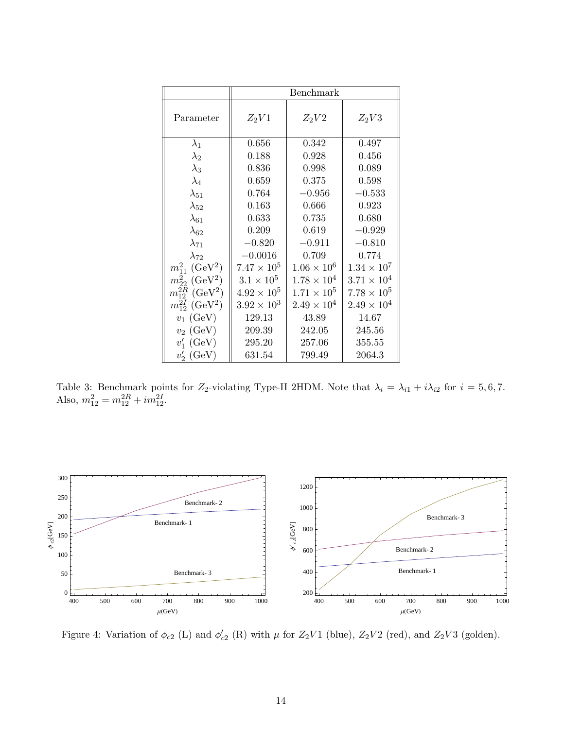| | Benchmark | | |
|---|---|---|---|
| Parameter | $Z_2V1$ | $Z_2V2$ | $Z_2V3$ |
| $\lambda_1$ | 0.656 | 0.342 | 0.497 |
| $\lambda_2$ | 0.188 | 0.928 | 0.456 |
| $\lambda_3$ | 0.836 | 0.998 | 0.089 |
| $\lambda_4$ | 0.659 | 0.375 | 0.598 |
| $\lambda_{51}$ | 0.764 | $-0.956$ | $-0.533$ |
| $\lambda_{52}$ | 0.163 | 0.666 | 0.923 |
| $\lambda_{61}$ | 0.633 | 0.735 | 0.680 |
| $\lambda_{62}$ | 0.209 | 0.619 | $-0.929$ |
| $\lambda_{71}$ | $-0.820$ | $-0.911$ | $-0.810$ |
| $\lambda_{72}$ | $-0.0016$ | 0.709 | 0.774 |
| $m_{11}^2$ (GeV$^2$) | $7.47 \times 10^5$ | $1.06 \times 10^6$ | $1.34 \times 10^7$ |
| $m_{22}^2$ (GeV$^2$) | $3.1 \times 10^5$ | $1.78 \times 10^4$ | $3.71 \times 10^4$ |
| $m_{12}^{2R}$ (GeV$^2$) | $4.92 \times 10^5$ | $1.71 \times 10^5$ | $7.78 \times 10^5$ |
| $m_{12}^{2I}$ (GeV$^2$) | $3.92 \times 10^3$ | $2.49 \times 10^4$ | $2.49 \times 10^4$ |
| $v_1$ (GeV) | 129.13 | 43.89 | 14.67 |
| $v_2$ (GeV) | 209.39 | 242.05 | 245.56 |
| $v_1'$ (GeV) | 295.20 | 257.06 | 355.55 |
| $v_2'$ (GeV) | 631.54 | 799.49 | 2064.3 |

Table 3: Benchmark points for $Z_2$-violating Type-II 2HDM. Note that $\lambda_i = \lambda_{i1} + i\lambda_{i2}$ for $i = 5, 6, 7$. Also, $m_{12}^2 = m_{12}^{2R} + im_{12}^{2I}$.

Figure 4: Variation of $\phi_{c2}$ (L) and $\phi'_{c2}$ (R) with $\mu$ for $Z_2V1$ (blue), $Z_2V2$ (red), and $Z_2V3$ (golden).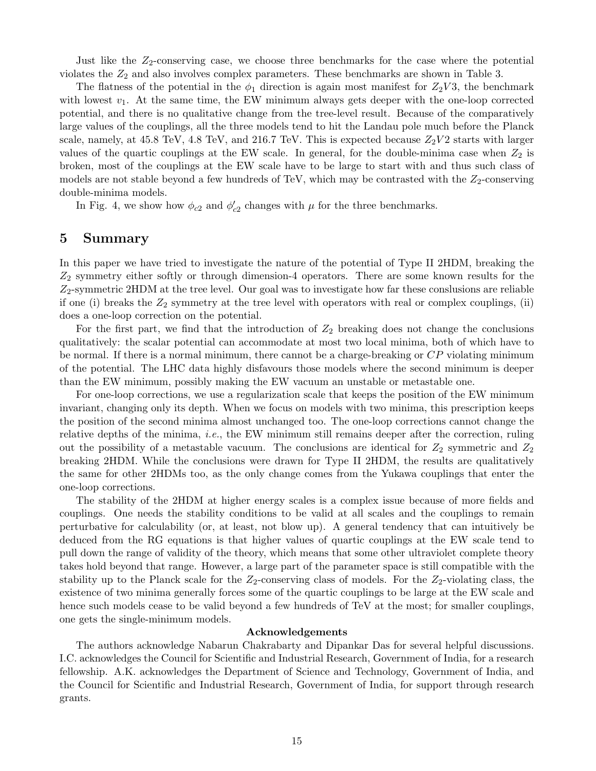Just like the $Z_2$-conserving case, we choose three benchmarks for the case where the potential violates the $Z_2$ and also involves complex parameters. These benchmarks are shown in Table 3.

The flatness of the potential in the $\phi_1$ direction is again most manifest for $Z_2V3$, the benchmark with lowest $v_1$. At the same time, the EW minimum always gets deeper with the one-loop corrected potential, and there is no qualitative change from the tree-level result. Because of the comparatively large values of the couplings, all the three models tend to hit the Landau pole much before the Planck scale, namely, at 45.8 TeV, 4.8 TeV, and 216.7 TeV. This is expected because $Z_2V2$ starts with larger values of the quartic couplings at the EW scale. In general, for the double-minima case when $Z_2$ is broken, most of the couplings at the EW scale have to be large to start with and thus such class of models are not stable beyond a few hundreds of TeV, which may be contrasted with the $Z_2$-conserving double-minima models.

In Fig. 4, we show how $\phi_{c2}$ and $\phi'_{c2}$ changes with $\mu$ for the three benchmarks.

# 5 Summary

In this paper we have tried to investigate the nature of the potential of Type II 2HDM, breaking the $Z_2$ symmetry either softly or through dimension-4 operators. There are some known results for the $Z_2$-symmetric 2HDM at the tree level. Our goal was to investigate how far these conslusions are reliable if one (i) breaks the $Z_2$ symmetry at the tree level with operators with real or complex couplings, (ii) does a one-loop correction on the potential.

For the first part, we find that the introduction of $Z_2$ breaking does not change the conclusions qualitatively: the scalar potential can accommodate at most two local minima, both of which have to be normal. If there is a normal minimum, there cannot be a charge-breaking or $CP$ violating minimum of the potential. The LHC data highly disfavours those models where the second minimum is deeper than the EW minimum, possibly making the EW vacuum an unstable or metastable one.

For one-loop corrections, we use a regularization scale that keeps the position of the EW minimum invariant, changing only its depth. When we focus on models with two minima, this prescription keeps the position of the second minima almost unchanged too. The one-loop corrections cannot change the relative depths of the minima, *i.e.*, the EW minimum still remains deeper after the correction, ruling out the possibility of a metastable vacuum. The conclusions are identical for $Z_2$ symmetric and $Z_2$ breaking 2HDM. While the conclusions were drawn for Type II 2HDM, the results are qualitatively the same for other 2HDMs too, as the only change comes from the Yukawa couplings that enter the one-loop corrections.

The stability of the 2HDM at higher energy scales is a complex issue because of more fields and couplings. One needs the stability conditions to be valid at all scales and the couplings to remain perturbative for calculability (or, at least, not blow up). A general tendency that can intuitively be deduced from the RG equations is that higher values of quartic couplings at the EW scale tend to pull down the range of validity of the theory, which means that some other ultraviolet complete theory takes hold beyond that range. However, a large part of the parameter space is still compatible with the stability up to the Planck scale for the $Z_2$-conserving class of models. For the $Z_2$-violating class, the existence of two minima generally forces some of the quartic couplings to be large at the EW scale and hence such models cease to be valid beyond a few hundreds of TeV at the most; for smaller couplings, one gets the single-minimum models.

**Acknowledgements**

The authors acknowledge Nabarun Chakrabarty and Dipankar Das for several helpful discussions. I.C. acknowledges the Council for Scientific and Industrial Research, Government of India, for a research fellowship. A.K. acknowledges the Department of Science and Technology, Government of India, and the Council for Scientific and Industrial Research, Government of India, for support through research grants.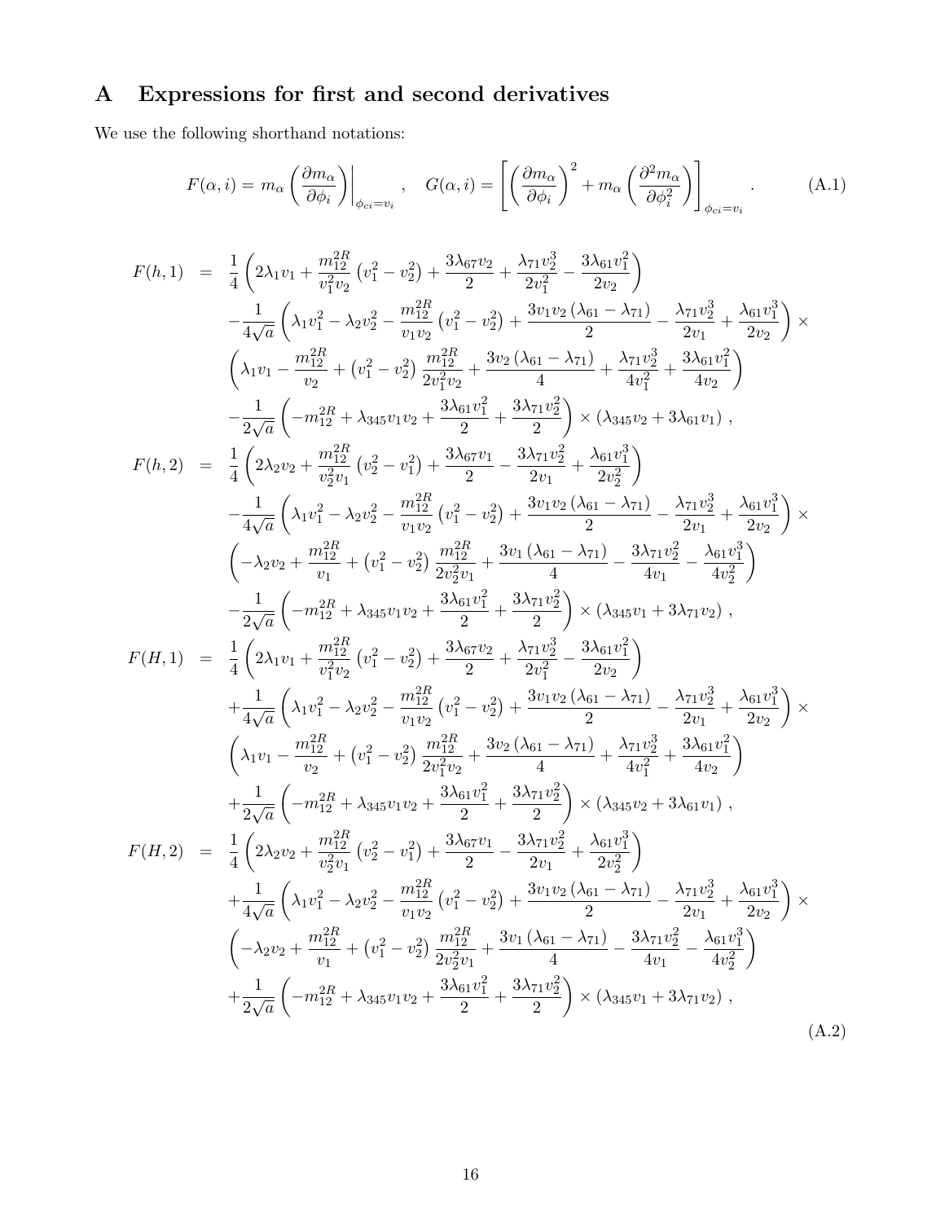# A Expressions for first and second derivatives

We use the following shorthand notations:

$$
F(\alpha, i) = m_\alpha \left(\frac{\partial m_\alpha}{\partial \phi_i}\right)\Bigg|_{\phi_{ci}=v_i}, \quad G(\alpha, i) = \left[\left(\frac{\partial m_\alpha}{\partial \phi_i}\right)^2 + m_\alpha \left(\frac{\partial^2 m_\alpha}{\partial \phi_i^2}\right)\right]_{\phi_{ci}=v_i}. \tag{A.1}
$$

$$
\begin{aligned}
F(h,1) &= \frac{1}{4}\left(2\lambda_1 v_1 + \frac{m_{12}^{2R}}{v_1^2 v_2}\left(v_1^2 - v_2^2\right) + \frac{3\lambda_{67} v_2}{2} + \frac{\lambda_{71} v_2^3}{2v_1^2} - \frac{3\lambda_{61} v_1^2}{2v_2}\right) \\
&\quad - \frac{1}{4\sqrt{a}}\left(\lambda_1 v_1^2 - \lambda_2 v_2^2 - \frac{m_{12}^{2R}}{v_1 v_2}\left(v_1^2 - v_2^2\right) + \frac{3v_1 v_2\left(\lambda_{61} - \lambda_{71}\right)}{2} - \frac{\lambda_{71} v_2^3}{2v_1} + \frac{\lambda_{61} v_1^3}{2v_2}\right) \times \\
&\quad \left(\lambda_1 v_1 - \frac{m_{12}^{2R}}{v_2} + \left(v_1^2 - v_2^2\right)\frac{m_{12}^{2R}}{2v_1^2 v_2} + \frac{3v_2\left(\lambda_{61} - \lambda_{71}\right)}{4} + \frac{\lambda_{71} v_2^3}{4v_1^2} + \frac{3\lambda_{61} v_1^2}{4v_2}\right) \\
&\quad - \frac{1}{2\sqrt{a}}\left(-m_{12}^{2R} + \lambda_{345} v_1 v_2 + \frac{3\lambda_{61} v_1^2}{2} + \frac{3\lambda_{71} v_2^2}{2}\right) \times \left(\lambda_{345} v_2 + 3\lambda_{61} v_1\right), \\
F(h,2) &= \frac{1}{4}\left(2\lambda_2 v_2 + \frac{m_{12}^{2R}}{v_2^2 v_1}\left(v_2^2 - v_1^2\right) + \frac{3\lambda_{67} v_1}{2} - \frac{3\lambda_{71} v_2^2}{2v_1} + \frac{\lambda_{61} v_1^3}{2v_2^2}\right) \\
&\quad - \frac{1}{4\sqrt{a}}\left(\lambda_1 v_1^2 - \lambda_2 v_2^2 - \frac{m_{12}^{2R}}{v_1 v_2}\left(v_1^2 - v_2^2\right) + \frac{3v_1 v_2\left(\lambda_{61} - \lambda_{71}\right)}{2} - \frac{\lambda_{71} v_2^3}{2v_1} + \frac{\lambda_{61} v_1^3}{2v_2}\right) \times \\
&\quad \left(-\lambda_2 v_2 + \frac{m_{12}^{2R}}{v_1} + \left(v_1^2 - v_2^2\right)\frac{m_{12}^{2R}}{2v_2^2 v_1} + \frac{3v_1\left(\lambda_{61} - \lambda_{71}\right)}{4} - \frac{3\lambda_{71} v_2^2}{4v_1} - \frac{\lambda_{61} v_1^3}{4v_2^2}\right) \\
&\quad - \frac{1}{2\sqrt{a}}\left(-m_{12}^{2R} + \lambda_{345} v_1 v_2 + \frac{3\lambda_{61} v_1^2}{2} + \frac{3\lambda_{71} v_2^2}{2}\right) \times \left(\lambda_{345} v_1 + 3\lambda_{71} v_2\right), \\
F(H,1) &= \frac{1}{4}\left(2\lambda_1 v_1 + \frac{m_{12}^{2R}}{v_1^2 v_2}\left(v_1^2 - v_2^2\right) + \frac{3\lambda_{67} v_2}{2} + \frac{\lambda_{71} v_2^3}{2v_1^2} - \frac{3\lambda_{61} v_1^2}{2v_2}\right) \\
&\quad + \frac{1}{4\sqrt{a}}\left(\lambda_1 v_1^2 - \lambda_2 v_2^2 - \frac{m_{12}^{2R}}{v_1 v_2}\left(v_1^2 - v_2^2\right) + \frac{3v_1 v_2\left(\lambda_{61} - \lambda_{71}\right)}{2} - \frac{\lambda_{71} v_2^3}{2v_1} + \frac{\lambda_{61} v_1^3}{2v_2}\right) \times \\
&\quad \left(\lambda_1 v_1 - \frac{m_{12}^{2R}}{v_2} + \left(v_1^2 - v_2^2\right)\frac{m_{12}^{2R}}{2v_1^2 v_2} + \frac{3v_2\left(\lambda_{61} - \lambda_{71}\right)}{4} + \frac{\lambda_{71} v_2^3}{4v_1^2} + \frac{3\lambda_{61} v_1^2}{4v_2}\right) \\
&\quad + \frac{1}{2\sqrt{a}}\left(-m_{12}^{2R} + \lambda_{345} v_1 v_2 + \frac{3\lambda_{61} v_1^2}{2} + \frac{3\lambda_{71} v_2^2}{2}\right) \times \left(\lambda_{345} v_2 + 3\lambda_{61} v_1\right), \\
F(H,2) &= \frac{1}{4}\left(2\lambda_2 v_2 + \frac{m_{12}^{2R}}{v_2^2 v_1}\left(v_2^2 - v_1^2\right) + \frac{3\lambda_{67} v_1}{2} - \frac{3\lambda_{71} v_2^2}{2v_1} + \frac{\lambda_{61} v_1^3}{2v_2^2}\right) \\
&\quad + \frac{1}{4\sqrt{a}}\left(\lambda_1 v_1^2 - \lambda_2 v_2^2 - \frac{m_{12}^{2R}}{v_1 v_2}\left(v_1^2 - v_2^2\right) + \frac{3v_1 v_2\left(\lambda_{61} - \lambda_{71}\right)}{2} - \frac{\lambda_{71} v_2^3}{2v_1} + \frac{\lambda_{61} v_1^3}{2v_2}\right) \times \\
&\quad \left(-\lambda_2 v_2 + \frac{m_{12}^{2R}}{v_1} + \left(v_1^2 - v_2^2\right)\frac{m_{12}^{2R}}{2v_2^2 v_1} + \frac{3v_1\left(\lambda_{61} - \lambda_{71}\right)}{4} - \frac{3\lambda_{71} v_2^2}{4v_1} - \frac{\lambda_{61} v_1^3}{4v_2^2}\right) \\
&\quad + \frac{1}{2\sqrt{a}}\left(-m_{12}^{2R} + \lambda_{345} v_1 v_2 + \frac{3\lambda_{61} v_1^2}{2} + \frac{3\lambda_{71} v_2^2}{2}\right) \times \left(\lambda_{345} v_1 + 3\lambda_{71} v_2\right),
\end{aligned} \tag{A.2}
$$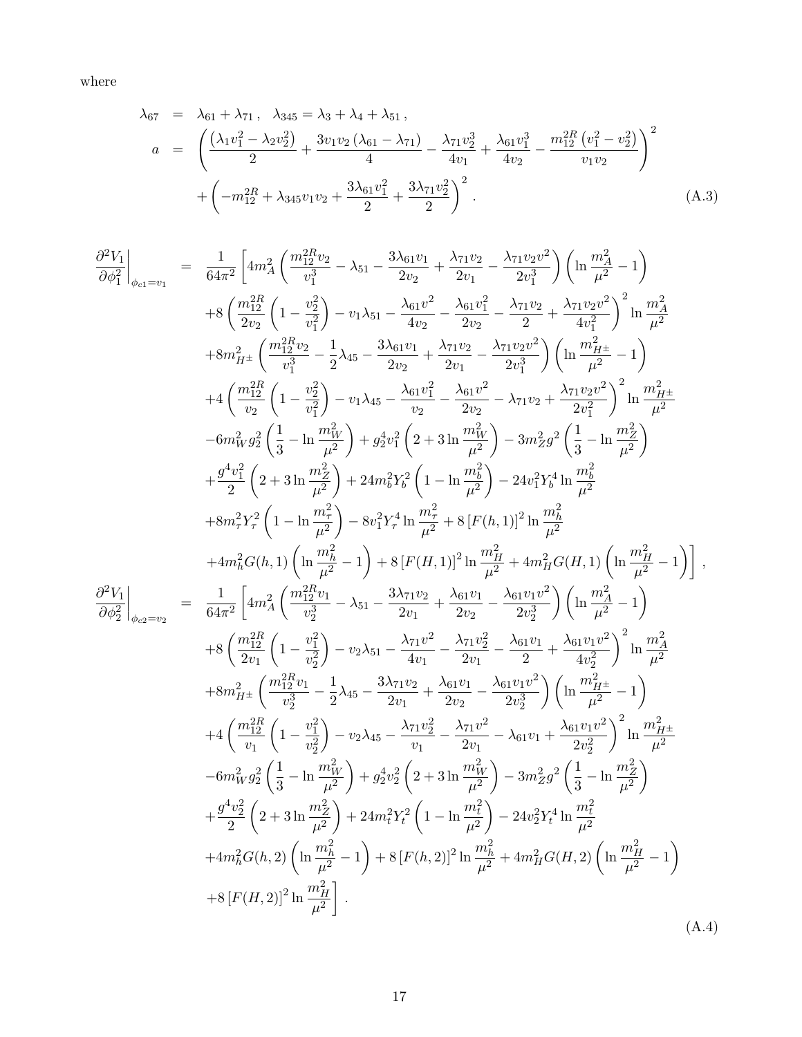where

$$
\begin{aligned}
\lambda_{67} &= \lambda_{61} + \lambda_{71}\,, \quad \lambda_{345} = \lambda_3 + \lambda_4 + \lambda_{51}\,, \\
a &= \left( \frac{\left(\lambda_1 v_1^2 - \lambda_2 v_2^2\right)}{2} + \frac{3 v_1 v_2 \left(\lambda_{61} - \lambda_{71}\right)}{4} - \frac{\lambda_{71} v_2^3}{4 v_1} + \frac{\lambda_{61} v_1^3}{4 v_2} - \frac{m_{12}^{2R}\left(v_1^2 - v_2^2\right)}{v_1 v_2} \right)^2 \\
&\quad + \left( -m_{12}^{2R} + \lambda_{345} v_1 v_2 + \frac{3\lambda_{61} v_1^2}{2} + \frac{3\lambda_{71} v_2^2}{2} \right)^2 .
\end{aligned}
\tag{A.3}
$$

$$
\begin{aligned}
\left.\frac{\partial^2 V_1}{\partial \phi_1^2}\right|_{\phi_{c1}=v_1} &= \frac{1}{64\pi^2}\Bigg[ 4 m_A^2 \left( \frac{m_{12}^{2R} v_2}{v_1^3} - \lambda_{51} - \frac{3\lambda_{61} v_1}{2 v_2} + \frac{\lambda_{71} v_2}{2 v_1} - \frac{\lambda_{71} v_2 v^2}{2 v_1^3} \right)\left( \ln\frac{m_A^2}{\mu^2} - 1 \right) \\
&\quad + 8 \left( \frac{m_{12}^{2R}}{2 v_2}\left(1 - \frac{v_2^2}{v_1^2}\right) - v_1 \lambda_{51} - \frac{\lambda_{61} v^2}{4 v_2} - \frac{\lambda_{61} v_1^2}{2 v_2} - \frac{\lambda_{71} v_2}{2} + \frac{\lambda_{71} v_2 v^2}{4 v_1^2} \right)^2 \ln\frac{m_A^2}{\mu^2} \\
&\quad + 8 m_{H^\pm}^2 \left( \frac{m_{12}^{2R} v_2}{v_1^3} - \frac{1}{2}\lambda_{45} - \frac{3\lambda_{61} v_1}{2 v_2} + \frac{\lambda_{71} v_2}{2 v_1} - \frac{\lambda_{71} v_2 v^2}{2 v_1^3} \right)\left( \ln\frac{m_{H^\pm}^2}{\mu^2} - 1 \right) \\
&\quad + 4 \left( \frac{m_{12}^{2R}}{v_2}\left(1 - \frac{v_2^2}{v_1^2}\right) - v_1 \lambda_{45} - \frac{\lambda_{61} v_1^2}{v_2} - \frac{\lambda_{61} v^2}{2 v_2} - \lambda_{71} v_2 + \frac{\lambda_{71} v_2 v^2}{2 v_1^2} \right)^2 \ln\frac{m_{H^\pm}^2}{\mu^2} \\
&\quad - 6 m_W^2 g_2^2 \left( \frac{1}{3} - \ln\frac{m_W^2}{\mu^2} \right) + g_2^4 v_1^2 \left( 2 + 3\ln\frac{m_W^2}{\mu^2} \right) - 3 m_Z^2 g^2 \left( \frac{1}{3} - \ln\frac{m_Z^2}{\mu^2} \right) \\
&\quad + \frac{g^4 v_1^2}{2}\left( 2 + 3\ln\frac{m_Z^2}{\mu^2} \right) + 24 m_b^2 Y_b^2 \left( 1 - \ln\frac{m_b^2}{\mu^2} \right) - 24 v_1^2 Y_b^4 \ln\frac{m_b^2}{\mu^2} \\
&\quad + 8 m_\tau^2 Y_\tau^2 \left( 1 - \ln\frac{m_\tau^2}{\mu^2} \right) - 8 v_1^2 Y_\tau^4 \ln\frac{m_\tau^2}{\mu^2} + 8\left[F(h,1)\right]^2 \ln\frac{m_h^2}{\mu^2} \\
&\quad + 4 m_h^2 G(h,1)\left( \ln\frac{m_h^2}{\mu^2} - 1 \right) + 8\left[F(H,1)\right]^2 \ln\frac{m_H^2}{\mu^2} + 4 m_H^2 G(H,1)\left( \ln\frac{m_H^2}{\mu^2} - 1 \right) \Bigg]\,, \\
\left.\frac{\partial^2 V_1}{\partial \phi_2^2}\right|_{\phi_{c2}=v_2} &= \frac{1}{64\pi^2}\Bigg[ 4 m_A^2 \left( \frac{m_{12}^{2R} v_1}{v_2^3} - \lambda_{51} - \frac{3\lambda_{71} v_2}{2 v_1} + \frac{\lambda_{61} v_1}{2 v_2} - \frac{\lambda_{61} v_1 v^2}{2 v_2^3} \right)\left( \ln\frac{m_A^2}{\mu^2} - 1 \right) \\
&\quad + 8 \left( \frac{m_{12}^{2R}}{2 v_1}\left(1 - \frac{v_1^2}{v_2^2}\right) - v_2 \lambda_{51} - \frac{\lambda_{71} v^2}{4 v_1} - \frac{\lambda_{71} v_2^2}{2 v_1} - \frac{\lambda_{61} v_1}{2} + \frac{\lambda_{61} v_1 v^2}{4 v_2^2} \right)^2 \ln\frac{m_A^2}{\mu^2} \\
&\quad + 8 m_{H^\pm}^2 \left( \frac{m_{12}^{2R} v_1}{v_2^3} - \frac{1}{2}\lambda_{45} - \frac{3\lambda_{71} v_2}{2 v_1} + \frac{\lambda_{61} v_1}{2 v_2} - \frac{\lambda_{61} v_1 v^2}{2 v_2^3} \right)\left( \ln\frac{m_{H^\pm}^2}{\mu^2} - 1 \right) \\
&\quad + 4 \left( \frac{m_{12}^{2R}}{v_1}\left(1 - \frac{v_1^2}{v_2^2}\right) - v_2 \lambda_{45} - \frac{\lambda_{71} v_2^2}{v_1} - \frac{\lambda_{71} v^2}{2 v_1} - \lambda_{61} v_1 + \frac{\lambda_{61} v_1 v^2}{2 v_2^2} \right)^2 \ln\frac{m_{H^\pm}^2}{\mu^2} \\
&\quad - 6 m_W^2 g_2^2 \left( \frac{1}{3} - \ln\frac{m_W^2}{\mu^2} \right) + g_2^4 v_2^2 \left( 2 + 3\ln\frac{m_W^2}{\mu^2} \right) - 3 m_Z^2 g^2 \left( \frac{1}{3} - \ln\frac{m_Z^2}{\mu^2} \right) \\
&\quad + \frac{g^4 v_2^2}{2}\left( 2 + 3\ln\frac{m_Z^2}{\mu^2} \right) + 24 m_t^2 Y_t^2 \left( 1 - \ln\frac{m_t^2}{\mu^2} \right) - 24 v_2^2 Y_t^4 \ln\frac{m_t^2}{\mu^2} \\
&\quad + 4 m_h^2 G(h,2)\left( \ln\frac{m_h^2}{\mu^2} - 1 \right) + 8\left[F(h,2)\right]^2 \ln\frac{m_h^2}{\mu^2} + 4 m_H^2 G(H,2)\left( \ln\frac{m_H^2}{\mu^2} - 1 \right) \\
&\quad + 8\left[F(H,2)\right]^2 \ln\frac{m_H^2}{\mu^2} \Bigg]\,.
\end{aligned}
\tag{A.4}
$$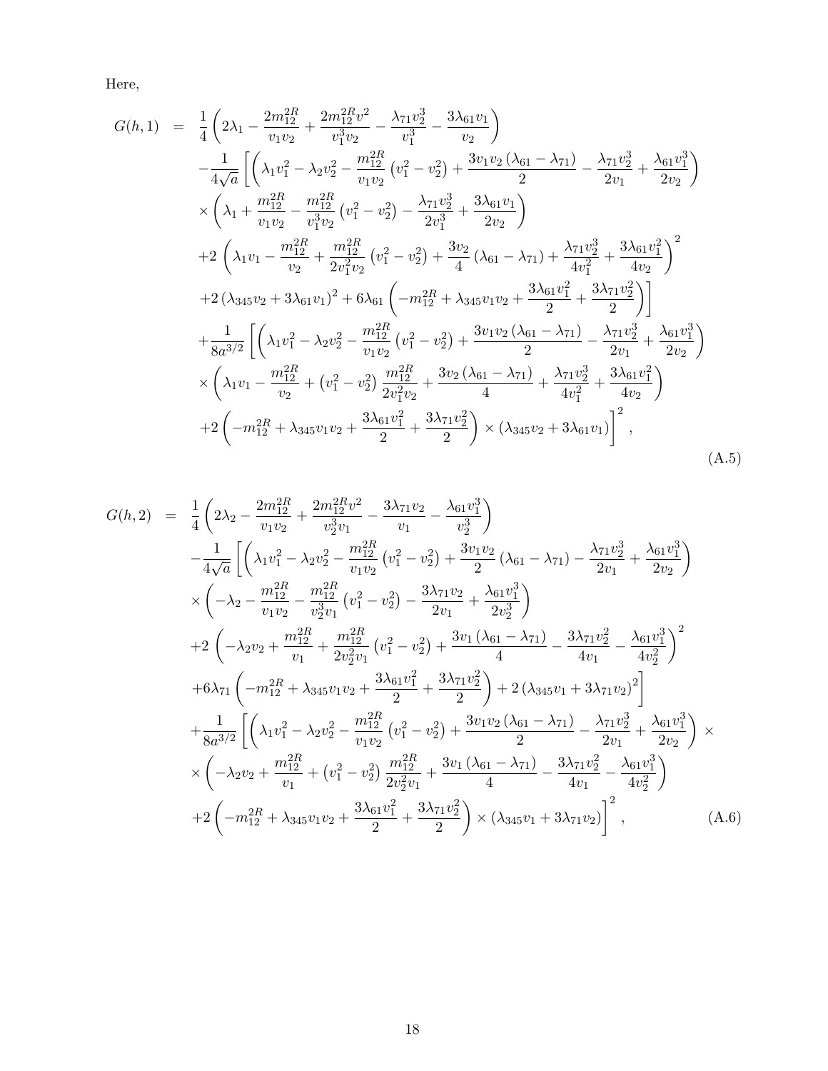Here,

$$
\begin{aligned}
G(h,1) \;=\;& \frac{1}{4}\left(2\lambda_1 - \frac{2m_{12}^{2R}}{v_1 v_2} + \frac{2m_{12}^{2R} v^2}{v_1^3 v_2} - \frac{\lambda_{71} v_2^3}{v_1^3} - \frac{3\lambda_{61} v_1}{v_2}\right) \\
& -\frac{1}{4\sqrt{a}}\left[\left(\lambda_1 v_1^2 - \lambda_2 v_2^2 - \frac{m_{12}^{2R}}{v_1 v_2}\left(v_1^2 - v_2^2\right) + \frac{3 v_1 v_2 \left(\lambda_{61} - \lambda_{71}\right)}{2} - \frac{\lambda_{71} v_2^3}{2 v_1} + \frac{\lambda_{61} v_1^3}{2 v_2}\right)\right. \\
& \times\left(\lambda_1 + \frac{m_{12}^{2R}}{v_1 v_2} - \frac{m_{12}^{2R}}{v_1^3 v_2}\left(v_1^2 - v_2^2\right) - \frac{\lambda_{71} v_2^3}{2 v_1^3} + \frac{3\lambda_{61} v_1}{2 v_2}\right) \\
& +2\left(\lambda_1 v_1 - \frac{m_{12}^{2R}}{v_2} + \frac{m_{12}^{2R}}{2 v_1^2 v_2}\left(v_1^2 - v_2^2\right) + \frac{3 v_2}{4}\left(\lambda_{61} - \lambda_{71}\right) + \frac{\lambda_{71} v_2^3}{4 v_1^2} + \frac{3\lambda_{61} v_1^2}{4 v_2}\right)^2 \\
& \left. +2\left(\lambda_{345} v_2 + 3\lambda_{61} v_1\right)^2 + 6\lambda_{61}\left(-m_{12}^{2R} + \lambda_{345} v_1 v_2 + \frac{3\lambda_{61} v_1^2}{2} + \frac{3\lambda_{71} v_2^2}{2}\right)\right] \\
& +\frac{1}{8a^{3/2}}\left[\left(\lambda_1 v_1^2 - \lambda_2 v_2^2 - \frac{m_{12}^{2R}}{v_1 v_2}\left(v_1^2 - v_2^2\right) + \frac{3 v_1 v_2 \left(\lambda_{61} - \lambda_{71}\right)}{2} - \frac{\lambda_{71} v_2^3}{2 v_1} + \frac{\lambda_{61} v_1^3}{2 v_2}\right)\right. \\
& \times\left(\lambda_1 v_1 - \frac{m_{12}^{2R}}{v_2} + \left(v_1^2 - v_2^2\right)\frac{m_{12}^{2R}}{2 v_1^2 v_2} + \frac{3 v_2 \left(\lambda_{61} - \lambda_{71}\right)}{4} + \frac{\lambda_{71} v_2^3}{4 v_1^2} + \frac{3\lambda_{61} v_1^2}{4 v_2}\right) \\
& \left. +2\left(-m_{12}^{2R} + \lambda_{345} v_1 v_2 + \frac{3\lambda_{61} v_1^2}{2} + \frac{3\lambda_{71} v_2^2}{2}\right) \times \left(\lambda_{345} v_2 + 3\lambda_{61} v_1\right)\right]^2 ,
\end{aligned}
\tag{A.5}
$$

$$
\begin{aligned}
G(h,2) \;=\;& \frac{1}{4}\left(2\lambda_2 - \frac{2m_{12}^{2R}}{v_1 v_2} + \frac{2m_{12}^{2R} v^2}{v_2^3 v_1} - \frac{3\lambda_{71} v_2}{v_1} - \frac{\lambda_{61} v_1^3}{v_2^3}\right) \\
& -\frac{1}{4\sqrt{a}}\left[\left(\lambda_1 v_1^2 - \lambda_2 v_2^2 - \frac{m_{12}^{2R}}{v_1 v_2}\left(v_1^2 - v_2^2\right) + \frac{3 v_1 v_2}{2}\left(\lambda_{61} - \lambda_{71}\right) - \frac{\lambda_{71} v_2^3}{2 v_1} + \frac{\lambda_{61} v_1^3}{2 v_2}\right)\right. \\
& \times\left(-\lambda_2 - \frac{m_{12}^{2R}}{v_1 v_2} - \frac{m_{12}^{2R}}{v_2^3 v_1}\left(v_1^2 - v_2^2\right) - \frac{3\lambda_{71} v_2}{2 v_1} + \frac{\lambda_{61} v_1^3}{2 v_2^3}\right) \\
& +2\left(-\lambda_2 v_2 + \frac{m_{12}^{2R}}{v_1} + \frac{m_{12}^{2R}}{2 v_2^2 v_1}\left(v_1^2 - v_2^2\right) + \frac{3 v_1 \left(\lambda_{61} - \lambda_{71}\right)}{4} - \frac{3\lambda_{71} v_2^2}{4 v_1} - \frac{\lambda_{61} v_1^3}{4 v_2^2}\right)^2 \\
& \left. +6\lambda_{71}\left(-m_{12}^{2R} + \lambda_{345} v_1 v_2 + \frac{3\lambda_{61} v_1^2}{2} + \frac{3\lambda_{71} v_2^2}{2}\right) + 2\left(\lambda_{345} v_1 + 3\lambda_{71} v_2\right)^2\right] \\
& +\frac{1}{8a^{3/2}}\left[\left(\lambda_1 v_1^2 - \lambda_2 v_2^2 - \frac{m_{12}^{2R}}{v_1 v_2}\left(v_1^2 - v_2^2\right) + \frac{3 v_1 v_2 \left(\lambda_{61} - \lambda_{71}\right)}{2} - \frac{\lambda_{71} v_2^3}{2 v_1} + \frac{\lambda_{61} v_1^3}{2 v_2}\right)\right. \times \\
& \times\left(-\lambda_2 v_2 + \frac{m_{12}^{2R}}{v_1} + \left(v_1^2 - v_2^2\right)\frac{m_{12}^{2R}}{2 v_2^2 v_1} + \frac{3 v_1 \left(\lambda_{61} - \lambda_{71}\right)}{4} - \frac{3\lambda_{71} v_2^2}{4 v_1} - \frac{\lambda_{61} v_1^3}{4 v_2^2}\right) \\
& \left. +2\left(-m_{12}^{2R} + \lambda_{345} v_1 v_2 + \frac{3\lambda_{61} v_1^2}{2} + \frac{3\lambda_{71} v_2^2}{2}\right) \times \left(\lambda_{345} v_1 + 3\lambda_{71} v_2\right)\right]^2 ,
\end{aligned}
\tag{A.6}
$$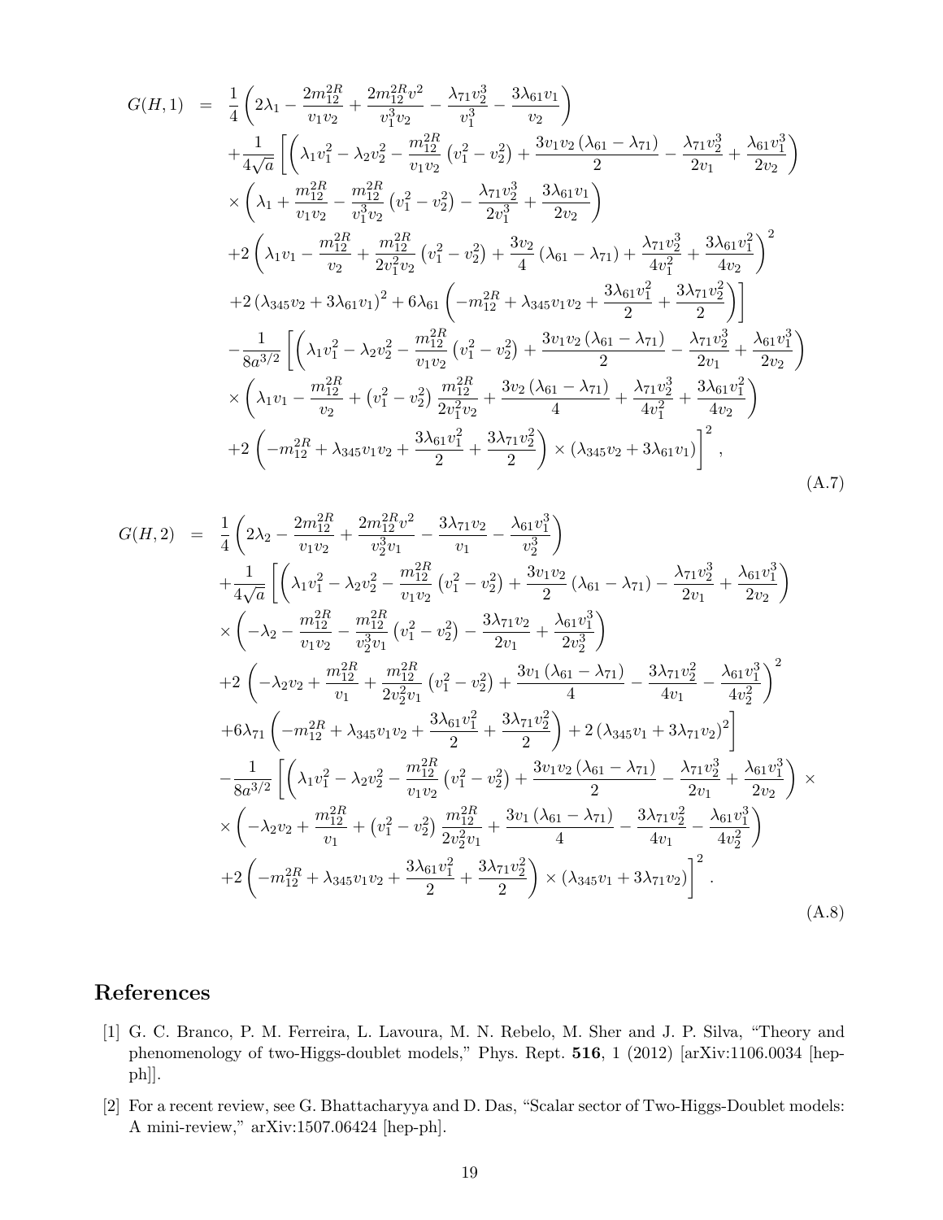$$
\begin{aligned}
G(H,1) \;=\; & \frac{1}{4}\left(2\lambda_1 - \frac{2m_{12}^{2R}}{v_1 v_2} + \frac{2m_{12}^{2R} v^2}{v_1^3 v_2} - \frac{\lambda_{71} v_2^3}{v_1^3} - \frac{3\lambda_{61} v_1}{v_2}\right) \\
& + \frac{1}{4\sqrt{a}}\left[\left(\lambda_1 v_1^2 - \lambda_2 v_2^2 - \frac{m_{12}^{2R}}{v_1 v_2}\left(v_1^2 - v_2^2\right) + \frac{3 v_1 v_2 \left(\lambda_{61} - \lambda_{71}\right)}{2} - \frac{\lambda_{71} v_2^3}{2 v_1} + \frac{\lambda_{61} v_1^3}{2 v_2}\right)\right. \\
& \times \left(\lambda_1 + \frac{m_{12}^{2R}}{v_1 v_2} - \frac{m_{12}^{2R}}{v_1^3 v_2}\left(v_1^2 - v_2^2\right) - \frac{\lambda_{71} v_2^3}{2 v_1^3} + \frac{3\lambda_{61} v_1}{2 v_2}\right) \\
& + 2\left(\lambda_1 v_1 - \frac{m_{12}^{2R}}{v_2} + \frac{m_{12}^{2R}}{2 v_1^2 v_2}\left(v_1^2 - v_2^2\right) + \frac{3 v_2}{4}\left(\lambda_{61} - \lambda_{71}\right) + \frac{\lambda_{71} v_2^3}{4 v_1^2} + \frac{3\lambda_{61} v_1^2}{4 v_2}\right)^2 \\
& \left. + 2\left(\lambda_{345} v_2 + 3\lambda_{61} v_1\right)^2 + 6\lambda_{61}\left(-m_{12}^{2R} + \lambda_{345} v_1 v_2 + \frac{3\lambda_{61} v_1^2}{2} + \frac{3\lambda_{71} v_2^2}{2}\right)\right] \\
& - \frac{1}{8 a^{3/2}}\left[\left(\lambda_1 v_1^2 - \lambda_2 v_2^2 - \frac{m_{12}^{2R}}{v_1 v_2}\left(v_1^2 - v_2^2\right) + \frac{3 v_1 v_2\left(\lambda_{61} - \lambda_{71}\right)}{2} - \frac{\lambda_{71} v_2^3}{2 v_1} + \frac{\lambda_{61} v_1^3}{2 v_2}\right)\right. \\
& \times \left(\lambda_1 v_1 - \frac{m_{12}^{2R}}{v_2} + \left(v_1^2 - v_2^2\right)\frac{m_{12}^{2R}}{2 v_1^2 v_2} + \frac{3 v_2\left(\lambda_{61} - \lambda_{71}\right)}{4} + \frac{\lambda_{71} v_2^3}{4 v_1^2} + \frac{3\lambda_{61} v_1^2}{4 v_2}\right) \\
& \left. + 2\left(-m_{12}^{2R} + \lambda_{345} v_1 v_2 + \frac{3\lambda_{61} v_1^2}{2} + \frac{3\lambda_{71} v_2^2}{2}\right) \times \left(\lambda_{345} v_2 + 3\lambda_{61} v_1\right)\right]^2 ,
\end{aligned}
\tag{A.7}
$$

$$
\begin{aligned}
G(H,2) \;=\; & \frac{1}{4}\left(2\lambda_2 - \frac{2m_{12}^{2R}}{v_1 v_2} + \frac{2m_{12}^{2R} v^2}{v_2^3 v_1} - \frac{3\lambda_{71} v_2}{v_1} - \frac{\lambda_{61} v_1^3}{v_2^3}\right) \\
& + \frac{1}{4\sqrt{a}}\left[\left(\lambda_1 v_1^2 - \lambda_2 v_2^2 - \frac{m_{12}^{2R}}{v_1 v_2}\left(v_1^2 - v_2^2\right) + \frac{3 v_1 v_2}{2}\left(\lambda_{61} - \lambda_{71}\right) - \frac{\lambda_{71} v_2^3}{2 v_1} + \frac{\lambda_{61} v_1^3}{2 v_2}\right)\right. \\
& \times \left(-\lambda_2 - \frac{m_{12}^{2R}}{v_1 v_2} - \frac{m_{12}^{2R}}{v_2^3 v_1}\left(v_1^2 - v_2^2\right) - \frac{3\lambda_{71} v_2}{2 v_1} + \frac{\lambda_{61} v_1^3}{2 v_2^3}\right) \\
& + 2\left(-\lambda_2 v_2 + \frac{m_{12}^{2R}}{v_1} + \frac{m_{12}^{2R}}{2 v_2^2 v_1}\left(v_1^2 - v_2^2\right) + \frac{3 v_1\left(\lambda_{61} - \lambda_{71}\right)}{4} - \frac{3\lambda_{71} v_2^2}{4 v_1} - \frac{\lambda_{61} v_1^3}{4 v_2^2}\right)^2 \\
& \left. + 6\lambda_{71}\left(-m_{12}^{2R} + \lambda_{345} v_1 v_2 + \frac{3\lambda_{61} v_1^2}{2} + \frac{3\lambda_{71} v_2^2}{2}\right) + 2\left(\lambda_{345} v_1 + 3\lambda_{71} v_2\right)^2\right] \\
& - \frac{1}{8 a^{3/2}}\left[\left(\lambda_1 v_1^2 - \lambda_2 v_2^2 - \frac{m_{12}^{2R}}{v_1 v_2}\left(v_1^2 - v_2^2\right) + \frac{3 v_1 v_2\left(\lambda_{61} - \lambda_{71}\right)}{2} - \frac{\lambda_{71} v_2^3}{2 v_1} + \frac{\lambda_{61} v_1^3}{2 v_2}\right) \times\right. \\
& \times \left(-\lambda_2 v_2 + \frac{m_{12}^{2R}}{v_1} + \left(v_1^2 - v_2^2\right)\frac{m_{12}^{2R}}{2 v_2^2 v_1} + \frac{3 v_1\left(\lambda_{61} - \lambda_{71}\right)}{4} - \frac{3\lambda_{71} v_2^2}{4 v_1} - \frac{\lambda_{61} v_1^3}{4 v_2^2}\right) \\
& \left. + 2\left(-m_{12}^{2R} + \lambda_{345} v_1 v_2 + \frac{3\lambda_{61} v_1^2}{2} + \frac{3\lambda_{71} v_2^2}{2}\right) \times \left(\lambda_{345} v_1 + 3\lambda_{71} v_2\right)\right]^2 .
\end{aligned}
\tag{A.8}
$$

## References

[1] G. C. Branco, P. M. Ferreira, L. Lavoura, M. N. Rebelo, M. Sher and J. P. Silva, "Theory and phenomenology of two-Higgs-doublet models," Phys. Rept. **516**, 1 (2012) [arXiv:1106.0034 [hep-ph]].

[2] For a recent review, see G. Bhattacharyya and D. Das, "Scalar sector of Two-Higgs-Doublet models: A mini-review," arXiv:1507.06424 [hep-ph].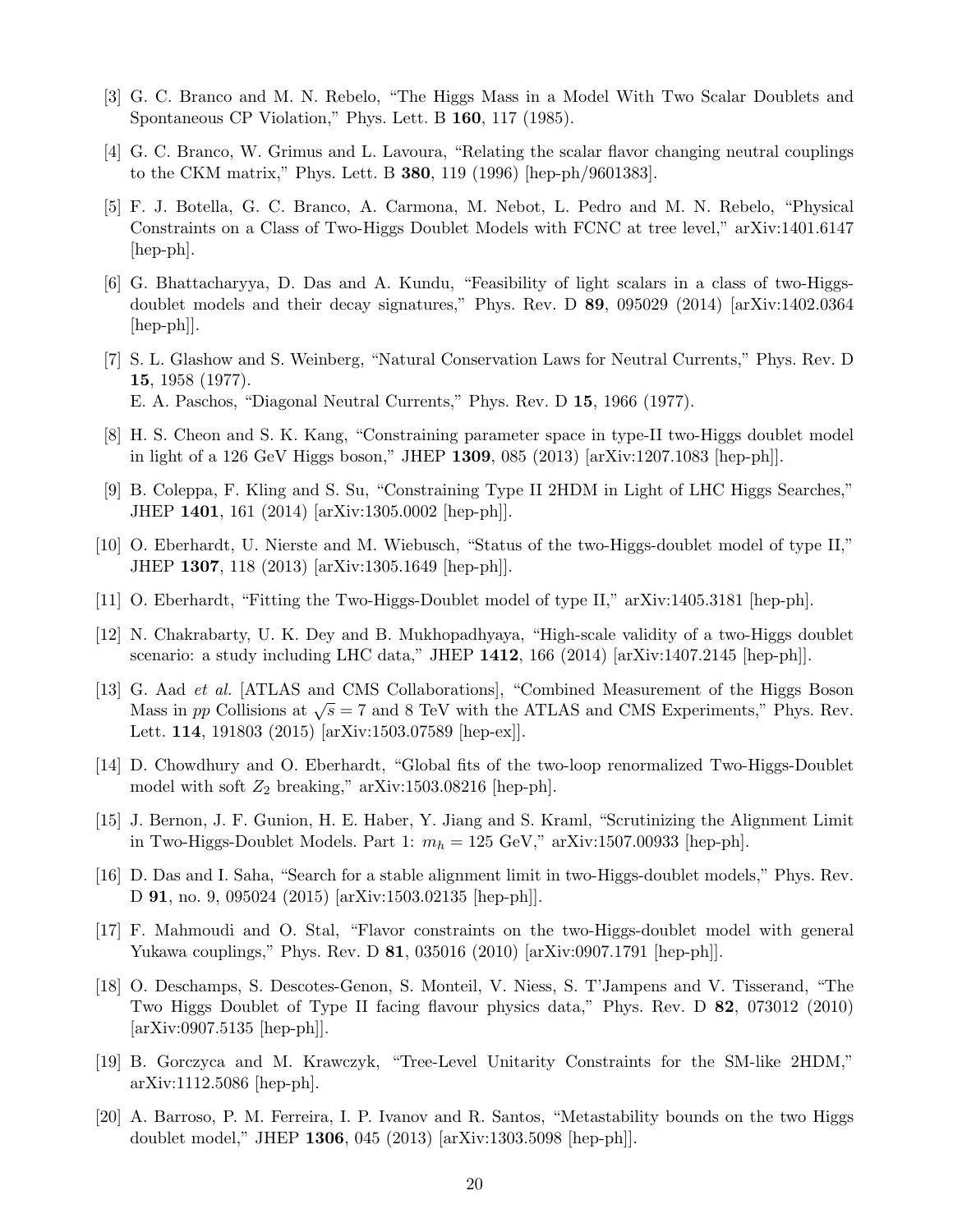[3] G. C. Branco and M. N. Rebelo, "The Higgs Mass in a Model With Two Scalar Doublets and Spontaneous CP Violation," Phys. Lett. B **160**, 117 (1985).

[4] G. C. Branco, W. Grimus and L. Lavoura, "Relating the scalar flavor changing neutral couplings to the CKM matrix," Phys. Lett. B **380**, 119 (1996) [hep-ph/9601383].

[5] F. J. Botella, G. C. Branco, A. Carmona, M. Nebot, L. Pedro and M. N. Rebelo, "Physical Constraints on a Class of Two-Higgs Doublet Models with FCNC at tree level," arXiv:1401.6147 [hep-ph].

[6] G. Bhattacharyya, D. Das and A. Kundu, "Feasibility of light scalars in a class of two-Higgs-doublet models and their decay signatures," Phys. Rev. D **89**, 095029 (2014) [arXiv:1402.0364 [hep-ph]].

[7] S. L. Glashow and S. Weinberg, "Natural Conservation Laws for Neutral Currents," Phys. Rev. D **15**, 1958 (1977).
E. A. Paschos, "Diagonal Neutral Currents," Phys. Rev. D **15**, 1966 (1977).

[8] H. S. Cheon and S. K. Kang, "Constraining parameter space in type-II two-Higgs doublet model in light of a 126 GeV Higgs boson," JHEP **1309**, 085 (2013) [arXiv:1207.1083 [hep-ph]].

[9] B. Coleppa, F. Kling and S. Su, "Constraining Type II 2HDM in Light of LHC Higgs Searches," JHEP **1401**, 161 (2014) [arXiv:1305.0002 [hep-ph]].

[10] O. Eberhardt, U. Nierste and M. Wiebusch, "Status of the two-Higgs-doublet model of type II," JHEP **1307**, 118 (2013) [arXiv:1305.1649 [hep-ph]].

[11] O. Eberhardt, "Fitting the Two-Higgs-Doublet model of type II," arXiv:1405.3181 [hep-ph].

[12] N. Chakrabarty, U. K. Dey and B. Mukhopadhyaya, "High-scale validity of a two-Higgs doublet scenario: a study including LHC data," JHEP **1412**, 166 (2014) [arXiv:1407.2145 [hep-ph]].

[13] G. Aad *et al.* [ATLAS and CMS Collaborations], "Combined Measurement of the Higgs Boson Mass in $pp$ Collisions at $\sqrt{s} = 7$ and 8 TeV with the ATLAS and CMS Experiments," Phys. Rev. Lett. **114**, 191803 (2015) [arXiv:1503.07589 [hep-ex]].

[14] D. Chowdhury and O. Eberhardt, "Global fits of the two-loop renormalized Two-Higgs-Doublet model with soft $Z_2$ breaking," arXiv:1503.08216 [hep-ph].

[15] J. Bernon, J. F. Gunion, H. E. Haber, Y. Jiang and S. Kraml, "Scrutinizing the Alignment Limit in Two-Higgs-Doublet Models. Part 1: $m_h = 125$ GeV," arXiv:1507.00933 [hep-ph].

[16] D. Das and I. Saha, "Search for a stable alignment limit in two-Higgs-doublet models," Phys. Rev. D **91**, no. 9, 095024 (2015) [arXiv:1503.02135 [hep-ph]].

[17] F. Mahmoudi and O. Stal, "Flavor constraints on the two-Higgs-doublet model with general Yukawa couplings," Phys. Rev. D **81**, 035016 (2010) [arXiv:0907.1791 [hep-ph]].

[18] O. Deschamps, S. Descotes-Genon, S. Monteil, V. Niess, S. T'Jampens and V. Tisserand, "The Two Higgs Doublet of Type II facing flavour physics data," Phys. Rev. D **82**, 073012 (2010) [arXiv:0907.5135 [hep-ph]].

[19] B. Gorczyca and M. Krawczyk, "Tree-Level Unitarity Constraints for the SM-like 2HDM," arXiv:1112.5086 [hep-ph].

[20] A. Barroso, P. M. Ferreira, I. P. Ivanov and R. Santos, "Metastability bounds on the two Higgs doublet model," JHEP **1306**, 045 (2013) [arXiv:1303.5098 [hep-ph]].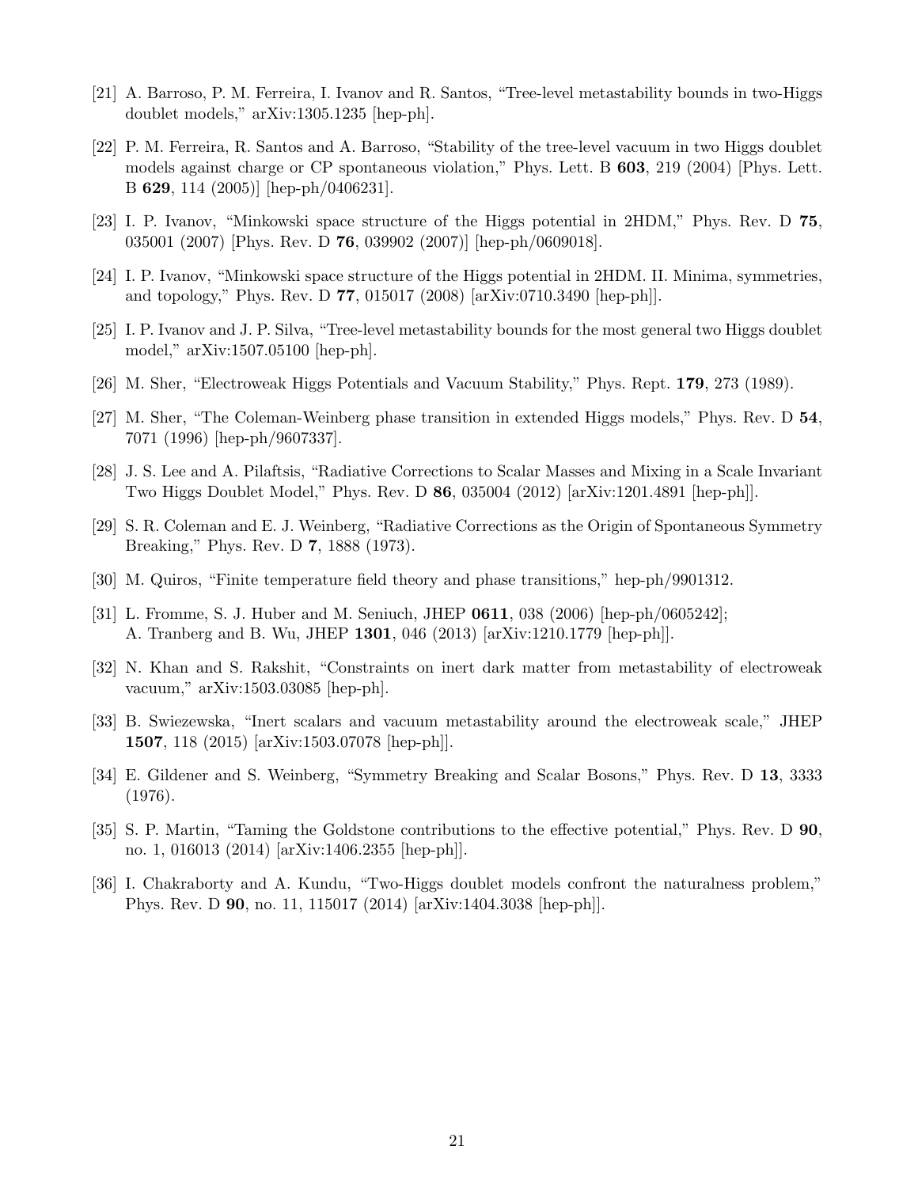[21] A. Barroso, P. M. Ferreira, I. Ivanov and R. Santos, "Tree-level metastability bounds in two-Higgs doublet models," arXiv:1305.1235 [hep-ph].

[22] P. M. Ferreira, R. Santos and A. Barroso, "Stability of the tree-level vacuum in two Higgs doublet models against charge or CP spontaneous violation," Phys. Lett. B **603**, 219 (2004) [Phys. Lett. B **629**, 114 (2005)] [hep-ph/0406231].

[23] I. P. Ivanov, "Minkowski space structure of the Higgs potential in 2HDM," Phys. Rev. D **75**, 035001 (2007) [Phys. Rev. D **76**, 039902 (2007)] [hep-ph/0609018].

[24] I. P. Ivanov, "Minkowski space structure of the Higgs potential in 2HDM. II. Minima, symmetries, and topology," Phys. Rev. D **77**, 015017 (2008) [arXiv:0710.3490 [hep-ph]].

[25] I. P. Ivanov and J. P. Silva, "Tree-level metastability bounds for the most general two Higgs doublet model," arXiv:1507.05100 [hep-ph].

[26] M. Sher, "Electroweak Higgs Potentials and Vacuum Stability," Phys. Rept. **179**, 273 (1989).

[27] M. Sher, "The Coleman-Weinberg phase transition in extended Higgs models," Phys. Rev. D **54**, 7071 (1996) [hep-ph/9607337].

[28] J. S. Lee and A. Pilaftsis, "Radiative Corrections to Scalar Masses and Mixing in a Scale Invariant Two Higgs Doublet Model," Phys. Rev. D **86**, 035004 (2012) [arXiv:1201.4891 [hep-ph]].

[29] S. R. Coleman and E. J. Weinberg, "Radiative Corrections as the Origin of Spontaneous Symmetry Breaking," Phys. Rev. D **7**, 1888 (1973).

[30] M. Quiros, "Finite temperature field theory and phase transitions," hep-ph/9901312.

[31] L. Fromme, S. J. Huber and M. Seniuch, JHEP **0611**, 038 (2006) [hep-ph/0605242]; A. Tranberg and B. Wu, JHEP **1301**, 046 (2013) [arXiv:1210.1779 [hep-ph]].

[32] N. Khan and S. Rakshit, "Constraints on inert dark matter from metastability of electroweak vacuum," arXiv:1503.03085 [hep-ph].

[33] B. Swiezewska, "Inert scalars and vacuum metastability around the electroweak scale," JHEP **1507**, 118 (2015) [arXiv:1503.07078 [hep-ph]].

[34] E. Gildener and S. Weinberg, "Symmetry Breaking and Scalar Bosons," Phys. Rev. D **13**, 3333 (1976).

[35] S. P. Martin, "Taming the Goldstone contributions to the effective potential," Phys. Rev. D **90**, no. 1, 016013 (2014) [arXiv:1406.2355 [hep-ph]].

[36] I. Chakraborty and A. Kundu, "Two-Higgs doublet models confront the naturalness problem," Phys. Rev. D **90**, no. 11, 115017 (2014) [arXiv:1404.3038 [hep-ph]].